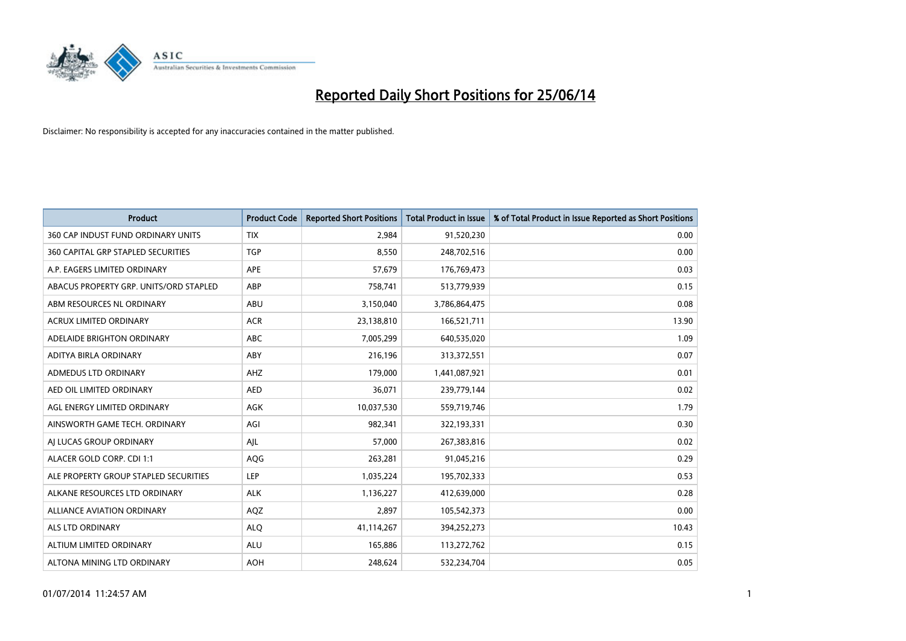# Reported Daily Short Positions for 25/06/14

Disclaimer: No responsibility is accepted for any inaccuracies contained in the matter published.

| Product | Product Code | Reported Short Positions | Total Product in Issue | % of Total Product in Issue Reported as Short Positions |
|---|---|---|---|---|
| 360 CAP INDUST FUND ORDINARY UNITS | TIX | 2,984 | 91,520,230 | 0.00 |
| 360 CAPITAL GRP STAPLED SECURITIES | TGP | 8,550 | 248,702,516 | 0.00 |
| A.P. EAGERS LIMITED ORDINARY | APE | 57,679 | 176,769,473 | 0.03 |
| ABACUS PROPERTY GRP. UNITS/ORD STAPLED | ABP | 758,741 | 513,779,939 | 0.15 |
| ABM RESOURCES NL ORDINARY | ABU | 3,150,040 | 3,786,864,475 | 0.08 |
| ACRUX LIMITED ORDINARY | ACR | 23,138,810 | 166,521,711 | 13.90 |
| ADELAIDE BRIGHTON ORDINARY | ABC | 7,005,299 | 640,535,020 | 1.09 |
| ADITYA BIRLA ORDINARY | ABY | 216,196 | 313,372,551 | 0.07 |
| ADMEDUS LTD ORDINARY | AHZ | 179,000 | 1,441,087,921 | 0.01 |
| AED OIL LIMITED ORDINARY | AED | 36,071 | 239,779,144 | 0.02 |
| AGL ENERGY LIMITED ORDINARY | AGK | 10,037,530 | 559,719,746 | 1.79 |
| AINSWORTH GAME TECH. ORDINARY | AGI | 982,341 | 322,193,331 | 0.30 |
| AJ LUCAS GROUP ORDINARY | AJL | 57,000 | 267,383,816 | 0.02 |
| ALACER GOLD CORP. CDI 1:1 | AQG | 263,281 | 91,045,216 | 0.29 |
| ALE PROPERTY GROUP STAPLED SECURITIES | LEP | 1,035,224 | 195,702,333 | 0.53 |
| ALKANE RESOURCES LTD ORDINARY | ALK | 1,136,227 | 412,639,000 | 0.28 |
| ALLIANCE AVIATION ORDINARY | AQZ | 2,897 | 105,542,373 | 0.00 |
| ALS LTD ORDINARY | ALQ | 41,114,267 | 394,252,273 | 10.43 |
| ALTIUM LIMITED ORDINARY | ALU | 165,886 | 113,272,762 | 0.15 |
| ALTONA MINING LTD ORDINARY | AOH | 248,624 | 532,234,704 | 0.05 |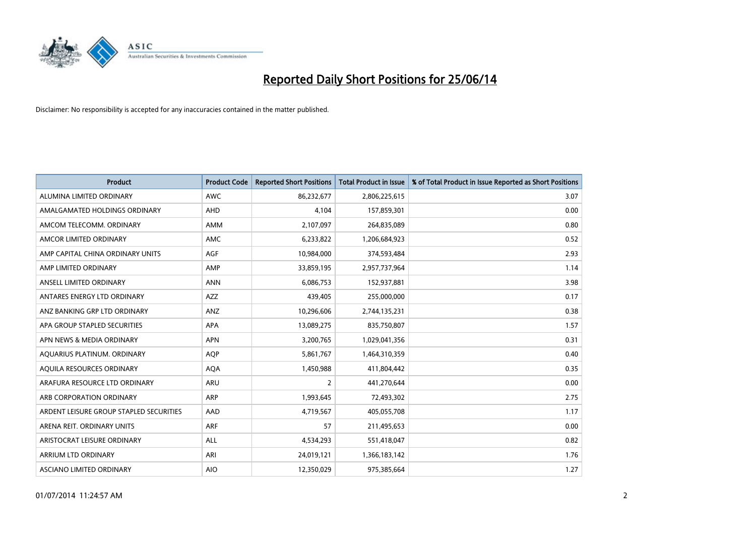# Reported Daily Short Positions for 25/06/14

Disclaimer: No responsibility is accepted for any inaccuracies contained in the matter published.

| Product | Product Code | Reported Short Positions | Total Product in Issue | % of Total Product in Issue Reported as Short Positions |
|---|---|---|---|---|
| ALUMINA LIMITED ORDINARY | AWC | 86,232,677 | 2,806,225,615 | 3.07 |
| AMALGAMATED HOLDINGS ORDINARY | AHD | 4,104 | 157,859,301 | 0.00 |
| AMCOM TELECOMM. ORDINARY | AMM | 2,107,097 | 264,835,089 | 0.80 |
| AMCOR LIMITED ORDINARY | AMC | 6,233,822 | 1,206,684,923 | 0.52 |
| AMP CAPITAL CHINA ORDINARY UNITS | AGF | 10,984,000 | 374,593,484 | 2.93 |
| AMP LIMITED ORDINARY | AMP | 33,859,195 | 2,957,737,964 | 1.14 |
| ANSELL LIMITED ORDINARY | ANN | 6,086,753 | 152,937,881 | 3.98 |
| ANTARES ENERGY LTD ORDINARY | AZZ | 439,405 | 255,000,000 | 0.17 |
| ANZ BANKING GRP LTD ORDINARY | ANZ | 10,296,606 | 2,744,135,231 | 0.38 |
| APA GROUP STAPLED SECURITIES | APA | 13,089,275 | 835,750,807 | 1.57 |
| APN NEWS & MEDIA ORDINARY | APN | 3,200,765 | 1,029,041,356 | 0.31 |
| AQUARIUS PLATINUM. ORDINARY | AQP | 5,861,767 | 1,464,310,359 | 0.40 |
| AQUILA RESOURCES ORDINARY | AQA | 1,450,988 | 411,804,442 | 0.35 |
| ARAFURA RESOURCE LTD ORDINARY | ARU | 2 | 441,270,644 | 0.00 |
| ARB CORPORATION ORDINARY | ARP | 1,993,645 | 72,493,302 | 2.75 |
| ARDENT LEISURE GROUP STAPLED SECURITIES | AAD | 4,719,567 | 405,055,708 | 1.17 |
| ARENA REIT. ORDINARY UNITS | ARF | 57 | 211,495,653 | 0.00 |
| ARISTOCRAT LEISURE ORDINARY | ALL | 4,534,293 | 551,418,047 | 0.82 |
| ARRIUM LTD ORDINARY | ARI | 24,019,121 | 1,366,183,142 | 1.76 |
| ASCIANO LIMITED ORDINARY | AIO | 12,350,029 | 975,385,664 | 1.27 |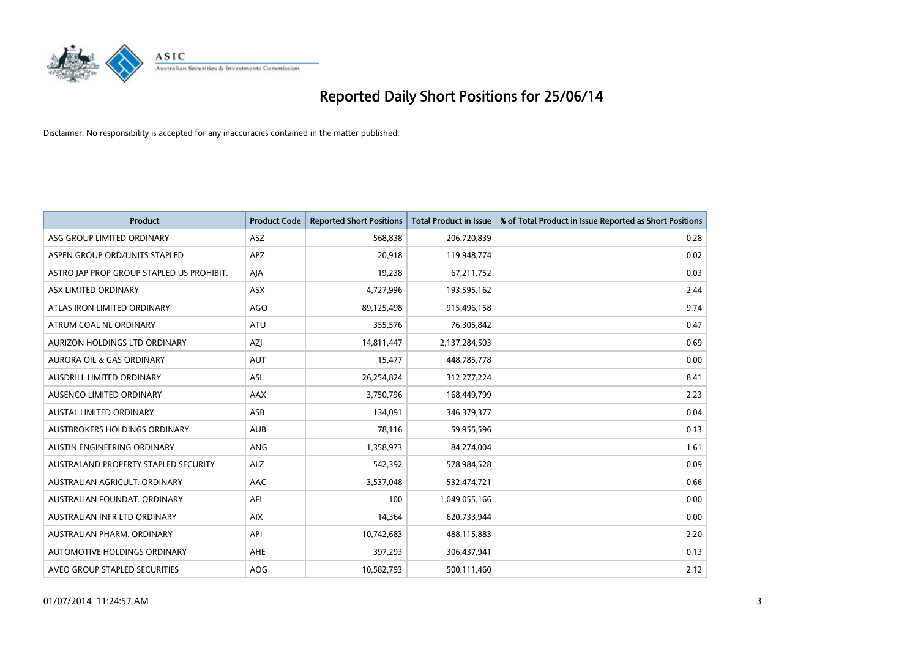# Reported Daily Short Positions for 25/06/14

Disclaimer: No responsibility is accepted for any inaccuracies contained in the matter published.

| Product | Product Code | Reported Short Positions | Total Product in Issue | % of Total Product in Issue Reported as Short Positions |
| --- | --- | --- | --- | --- |
| ASG GROUP LIMITED ORDINARY | ASZ | 568,838 | 206,720,839 | 0.28 |
| ASPEN GROUP ORD/UNITS STAPLED | APZ | 20,918 | 119,948,774 | 0.02 |
| ASTRO JAP PROP GROUP STAPLED US PROHIBIT. | AJA | 19,238 | 67,211,752 | 0.03 |
| ASX LIMITED ORDINARY | ASX | 4,727,996 | 193,595,162 | 2.44 |
| ATLAS IRON LIMITED ORDINARY | AGO | 89,125,498 | 915,496,158 | 9.74 |
| ATRUM COAL NL ORDINARY | ATU | 355,576 | 76,305,842 | 0.47 |
| AURIZON HOLDINGS LTD ORDINARY | AZJ | 14,811,447 | 2,137,284,503 | 0.69 |
| AURORA OIL & GAS ORDINARY | AUT | 15,477 | 448,785,778 | 0.00 |
| AUSDRILL LIMITED ORDINARY | ASL | 26,254,824 | 312,277,224 | 8.41 |
| AUSENCO LIMITED ORDINARY | AAX | 3,750,796 | 168,449,799 | 2.23 |
| AUSTAL LIMITED ORDINARY | ASB | 134,091 | 346,379,377 | 0.04 |
| AUSTBROKERS HOLDINGS ORDINARY | AUB | 78,116 | 59,955,596 | 0.13 |
| AUSTIN ENGINEERING ORDINARY | ANG | 1,358,973 | 84,274,004 | 1.61 |
| AUSTRALAND PROPERTY STAPLED SECURITY | ALZ | 542,392 | 578,984,528 | 0.09 |
| AUSTRALIAN AGRICULT. ORDINARY | AAC | 3,537,048 | 532,474,721 | 0.66 |
| AUSTRALIAN FOUNDAT. ORDINARY | AFI | 100 | 1,049,055,166 | 0.00 |
| AUSTRALIAN INFR LTD ORDINARY | AIX | 14,364 | 620,733,944 | 0.00 |
| AUSTRALIAN PHARM. ORDINARY | API | 10,742,683 | 488,115,883 | 2.20 |
| AUTOMOTIVE HOLDINGS ORDINARY | AHE | 397,293 | 306,437,941 | 0.13 |
| AVEO GROUP STAPLED SECURITIES | AOG | 10,582,793 | 500,111,460 | 2.12 |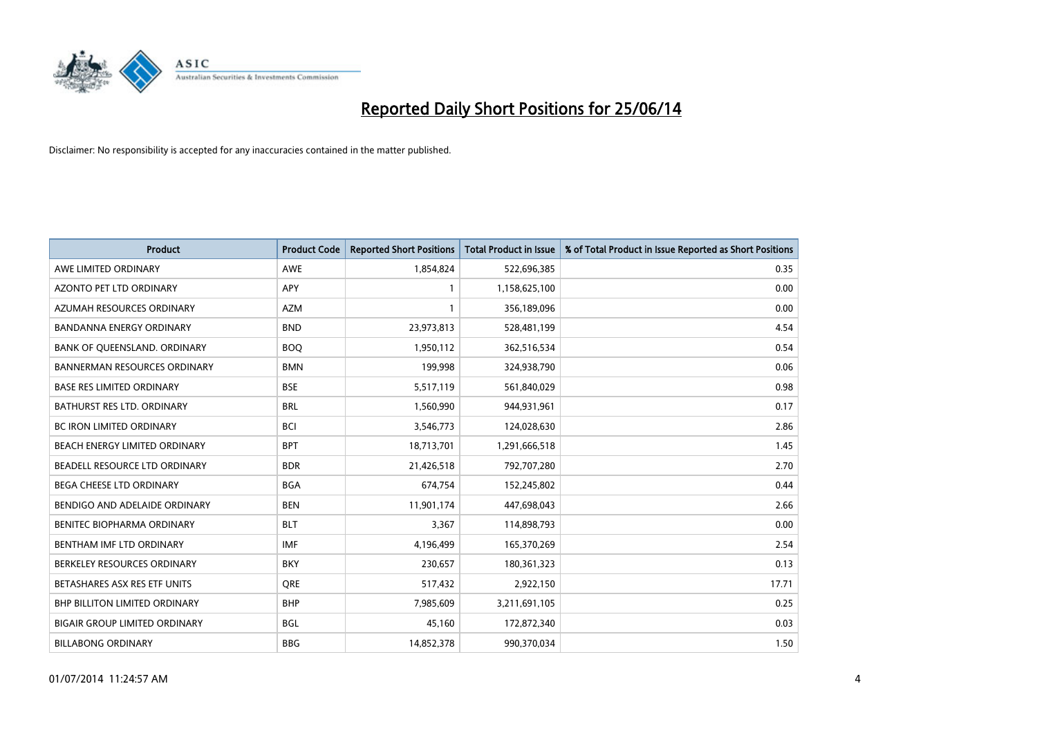# Reported Daily Short Positions for 25/06/14

Disclaimer: No responsibility is accepted for any inaccuracies contained in the matter published.

| Product | Product Code | Reported Short Positions | Total Product in Issue | % of Total Product in Issue Reported as Short Positions |
|---|---|---|---|---|
| AWE LIMITED ORDINARY | AWE | 1,854,824 | 522,696,385 | 0.35 |
| AZONTO PET LTD ORDINARY | APY | 1 | 1,158,625,100 | 0.00 |
| AZUMAH RESOURCES ORDINARY | AZM | 1 | 356,189,096 | 0.00 |
| BANDANNA ENERGY ORDINARY | BND | 23,973,813 | 528,481,199 | 4.54 |
| BANK OF QUEENSLAND. ORDINARY | BOQ | 1,950,112 | 362,516,534 | 0.54 |
| BANNERMAN RESOURCES ORDINARY | BMN | 199,998 | 324,938,790 | 0.06 |
| BASE RES LIMITED ORDINARY | BSE | 5,517,119 | 561,840,029 | 0.98 |
| BATHURST RES LTD. ORDINARY | BRL | 1,560,990 | 944,931,961 | 0.17 |
| BC IRON LIMITED ORDINARY | BCI | 3,546,773 | 124,028,630 | 2.86 |
| BEACH ENERGY LIMITED ORDINARY | BPT | 18,713,701 | 1,291,666,518 | 1.45 |
| BEADELL RESOURCE LTD ORDINARY | BDR | 21,426,518 | 792,707,280 | 2.70 |
| BEGA CHEESE LTD ORDINARY | BGA | 674,754 | 152,245,802 | 0.44 |
| BENDIGO AND ADELAIDE ORDINARY | BEN | 11,901,174 | 447,698,043 | 2.66 |
| BENITEC BIOPHARMA ORDINARY | BLT | 3,367 | 114,898,793 | 0.00 |
| BENTHAM IMF LTD ORDINARY | IMF | 4,196,499 | 165,370,269 | 2.54 |
| BERKELEY RESOURCES ORDINARY | BKY | 230,657 | 180,361,323 | 0.13 |
| BETASHARES ASX RES ETF UNITS | QRE | 517,432 | 2,922,150 | 17.71 |
| BHP BILLITON LIMITED ORDINARY | BHP | 7,985,609 | 3,211,691,105 | 0.25 |
| BIGAIR GROUP LIMITED ORDINARY | BGL | 45,160 | 172,872,340 | 0.03 |
| BILLABONG ORDINARY | BBG | 14,852,378 | 990,370,034 | 1.50 |

01/07/2014 11:24:57 AM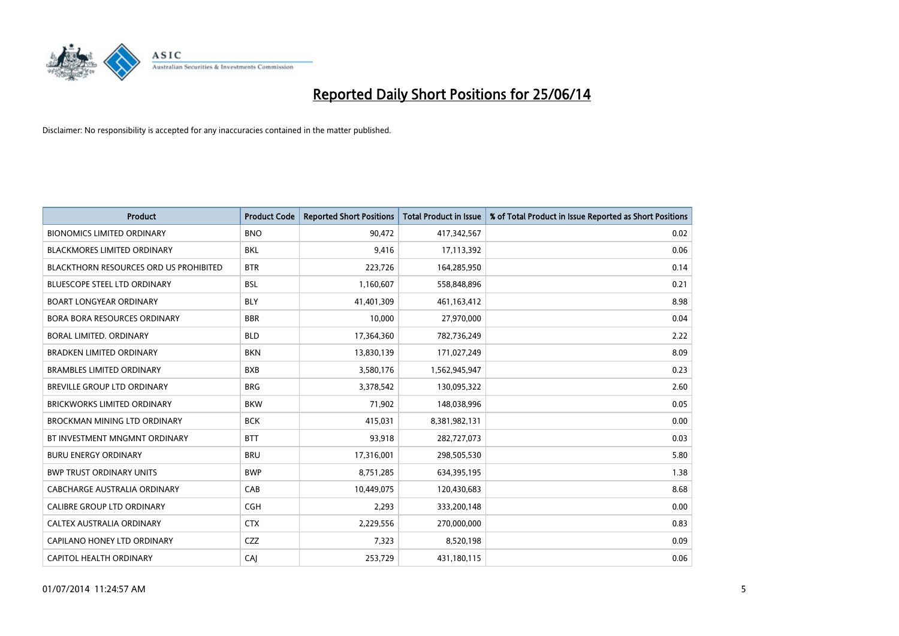# Reported Daily Short Positions for 25/06/14

Disclaimer: No responsibility is accepted for any inaccuracies contained in the matter published.

| Product | Product Code | Reported Short Positions | Total Product in Issue | % of Total Product in Issue Reported as Short Positions |
|---|---|---|---|---|
| BIONOMICS LIMITED ORDINARY | BNO | 90,472 | 417,342,567 | 0.02 |
| BLACKMORES LIMITED ORDINARY | BKL | 9,416 | 17,113,392 | 0.06 |
| BLACKTHORN RESOURCES ORD US PROHIBITED | BTR | 223,726 | 164,285,950 | 0.14 |
| BLUESCOPE STEEL LTD ORDINARY | BSL | 1,160,607 | 558,848,896 | 0.21 |
| BOART LONGYEAR ORDINARY | BLY | 41,401,309 | 461,163,412 | 8.98 |
| BORA BORA RESOURCES ORDINARY | BBR | 10,000 | 27,970,000 | 0.04 |
| BORAL LIMITED. ORDINARY | BLD | 17,364,360 | 782,736,249 | 2.22 |
| BRADKEN LIMITED ORDINARY | BKN | 13,830,139 | 171,027,249 | 8.09 |
| BRAMBLES LIMITED ORDINARY | BXB | 3,580,176 | 1,562,945,947 | 0.23 |
| BREVILLE GROUP LTD ORDINARY | BRG | 3,378,542 | 130,095,322 | 2.60 |
| BRICKWORKS LIMITED ORDINARY | BKW | 71,902 | 148,038,996 | 0.05 |
| BROCKMAN MINING LTD ORDINARY | BCK | 415,031 | 8,381,982,131 | 0.00 |
| BT INVESTMENT MNGMNT ORDINARY | BTT | 93,918 | 282,727,073 | 0.03 |
| BURU ENERGY ORDINARY | BRU | 17,316,001 | 298,505,530 | 5.80 |
| BWP TRUST ORDINARY UNITS | BWP | 8,751,285 | 634,395,195 | 1.38 |
| CABCHARGE AUSTRALIA ORDINARY | CAB | 10,449,075 | 120,430,683 | 8.68 |
| CALIBRE GROUP LTD ORDINARY | CGH | 2,293 | 333,200,148 | 0.00 |
| CALTEX AUSTRALIA ORDINARY | CTX | 2,229,556 | 270,000,000 | 0.83 |
| CAPILANO HONEY LTD ORDINARY | CZZ | 7,323 | 8,520,198 | 0.09 |
| CAPITOL HEALTH ORDINARY | CAJ | 253,729 | 431,180,115 | 0.06 |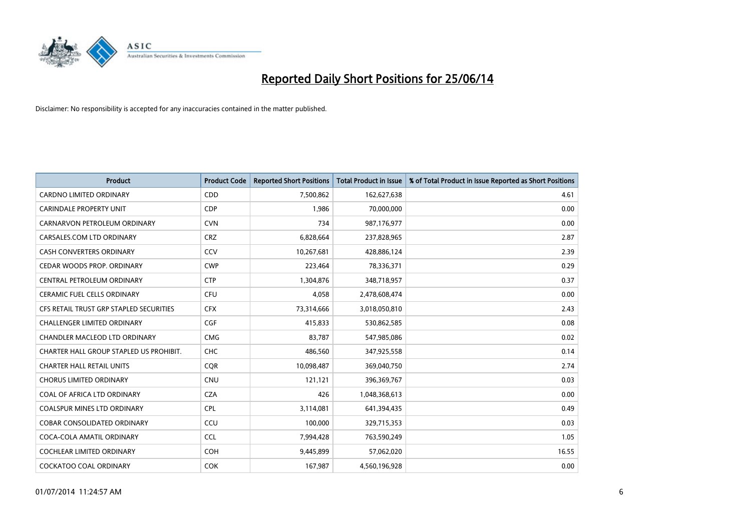# Reported Daily Short Positions for 25/06/14

Disclaimer: No responsibility is accepted for any inaccuracies contained in the matter published.

| Product | Product Code | Reported Short Positions | Total Product in Issue | % of Total Product in Issue Reported as Short Positions |
|---|---|---|---|---|
| CARDNO LIMITED ORDINARY | CDD | 7,500,862 | 162,627,638 | 4.61 |
| CARINDALE PROPERTY UNIT | CDP | 1,986 | 70,000,000 | 0.00 |
| CARNARVON PETROLEUM ORDINARY | CVN | 734 | 987,176,977 | 0.00 |
| CARSALES.COM LTD ORDINARY | CRZ | 6,828,664 | 237,828,965 | 2.87 |
| CASH CONVERTERS ORDINARY | CCV | 10,267,681 | 428,886,124 | 2.39 |
| CEDAR WOODS PROP. ORDINARY | CWP | 223,464 | 78,336,371 | 0.29 |
| CENTRAL PETROLEUM ORDINARY | CTP | 1,304,876 | 348,718,957 | 0.37 |
| CERAMIC FUEL CELLS ORDINARY | CFU | 4,058 | 2,478,608,474 | 0.00 |
| CFS RETAIL TRUST GRP STAPLED SECURITIES | CFX | 73,314,666 | 3,018,050,810 | 2.43 |
| CHALLENGER LIMITED ORDINARY | CGF | 415,833 | 530,862,585 | 0.08 |
| CHANDLER MACLEOD LTD ORDINARY | CMG | 83,787 | 547,985,086 | 0.02 |
| CHARTER HALL GROUP STAPLED US PROHIBIT. | CHC | 486,560 | 347,925,558 | 0.14 |
| CHARTER HALL RETAIL UNITS | CQR | 10,098,487 | 369,040,750 | 2.74 |
| CHORUS LIMITED ORDINARY | CNU | 121,121 | 396,369,767 | 0.03 |
| COAL OF AFRICA LTD ORDINARY | CZA | 426 | 1,048,368,613 | 0.00 |
| COALSPUR MINES LTD ORDINARY | CPL | 3,114,081 | 641,394,435 | 0.49 |
| COBAR CONSOLIDATED ORDINARY | CCU | 100,000 | 329,715,353 | 0.03 |
| COCA-COLA AMATIL ORDINARY | CCL | 7,994,428 | 763,590,249 | 1.05 |
| COCHLEAR LIMITED ORDINARY | COH | 9,445,899 | 57,062,020 | 16.55 |
| COCKATOO COAL ORDINARY | COK | 167,987 | 4,560,196,928 | 0.00 |

01/07/2014 11:24:57 AM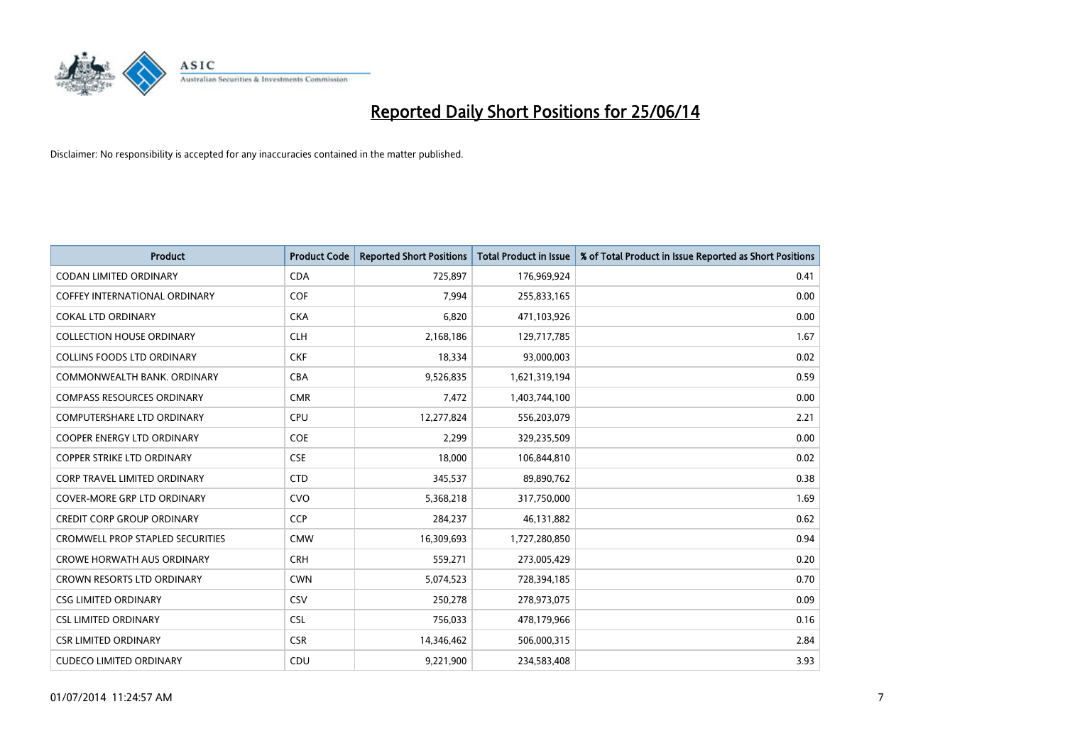# Reported Daily Short Positions for 25/06/14

Disclaimer: No responsibility is accepted for any inaccuracies contained in the matter published.

| Product | Product Code | Reported Short Positions | Total Product in Issue | % of Total Product in Issue Reported as Short Positions |
|---|---|---|---|---|
| CODAN LIMITED ORDINARY | CDA | 725,897 | 176,969,924 | 0.41 |
| COFFEY INTERNATIONAL ORDINARY | COF | 7,994 | 255,833,165 | 0.00 |
| COKAL LTD ORDINARY | CKA | 6,820 | 471,103,926 | 0.00 |
| COLLECTION HOUSE ORDINARY | CLH | 2,168,186 | 129,717,785 | 1.67 |
| COLLINS FOODS LTD ORDINARY | CKF | 18,334 | 93,000,003 | 0.02 |
| COMMONWEALTH BANK. ORDINARY | CBA | 9,526,835 | 1,621,319,194 | 0.59 |
| COMPASS RESOURCES ORDINARY | CMR | 7,472 | 1,403,744,100 | 0.00 |
| COMPUTERSHARE LTD ORDINARY | CPU | 12,277,824 | 556,203,079 | 2.21 |
| COOPER ENERGY LTD ORDINARY | COE | 2,299 | 329,235,509 | 0.00 |
| COPPER STRIKE LTD ORDINARY | CSE | 18,000 | 106,844,810 | 0.02 |
| CORP TRAVEL LIMITED ORDINARY | CTD | 345,537 | 89,890,762 | 0.38 |
| COVER-MORE GRP LTD ORDINARY | CVO | 5,368,218 | 317,750,000 | 1.69 |
| CREDIT CORP GROUP ORDINARY | CCP | 284,237 | 46,131,882 | 0.62 |
| CROMWELL PROP STAPLED SECURITIES | CMW | 16,309,693 | 1,727,280,850 | 0.94 |
| CROWE HORWATH AUS ORDINARY | CRH | 559,271 | 273,005,429 | 0.20 |
| CROWN RESORTS LTD ORDINARY | CWN | 5,074,523 | 728,394,185 | 0.70 |
| CSG LIMITED ORDINARY | CSV | 250,278 | 278,973,075 | 0.09 |
| CSL LIMITED ORDINARY | CSL | 756,033 | 478,179,966 | 0.16 |
| CSR LIMITED ORDINARY | CSR | 14,346,462 | 506,000,315 | 2.84 |
| CUDECO LIMITED ORDINARY | CDU | 9,221,900 | 234,583,408 | 3.93 |

01/07/2014 11:24:57 AM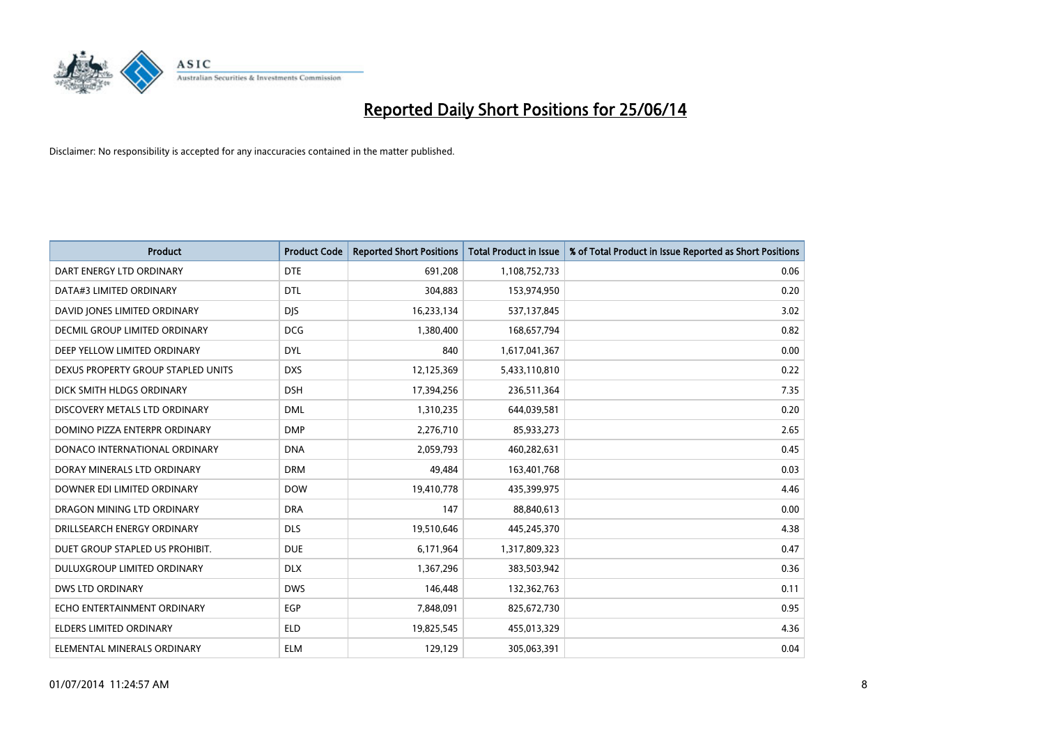# Reported Daily Short Positions for 25/06/14

Disclaimer: No responsibility is accepted for any inaccuracies contained in the matter published.

| Product | Product Code | Reported Short Positions | Total Product in Issue | % of Total Product in Issue Reported as Short Positions |
|---|---|---|---|---|
| DART ENERGY LTD ORDINARY | DTE | 691,208 | 1,108,752,733 | 0.06 |
| DATA#3 LIMITED ORDINARY | DTL | 304,883 | 153,974,950 | 0.20 |
| DAVID JONES LIMITED ORDINARY | DJS | 16,233,134 | 537,137,845 | 3.02 |
| DECMIL GROUP LIMITED ORDINARY | DCG | 1,380,400 | 168,657,794 | 0.82 |
| DEEP YELLOW LIMITED ORDINARY | DYL | 840 | 1,617,041,367 | 0.00 |
| DEXUS PROPERTY GROUP STAPLED UNITS | DXS | 12,125,369 | 5,433,110,810 | 0.22 |
| DICK SMITH HLDGS ORDINARY | DSH | 17,394,256 | 236,511,364 | 7.35 |
| DISCOVERY METALS LTD ORDINARY | DML | 1,310,235 | 644,039,581 | 0.20 |
| DOMINO PIZZA ENTERPR ORDINARY | DMP | 2,276,710 | 85,933,273 | 2.65 |
| DONACO INTERNATIONAL ORDINARY | DNA | 2,059,793 | 460,282,631 | 0.45 |
| DORAY MINERALS LTD ORDINARY | DRM | 49,484 | 163,401,768 | 0.03 |
| DOWNER EDI LIMITED ORDINARY | DOW | 19,410,778 | 435,399,975 | 4.46 |
| DRAGON MINING LTD ORDINARY | DRA | 147 | 88,840,613 | 0.00 |
| DRILLSEARCH ENERGY ORDINARY | DLS | 19,510,646 | 445,245,370 | 4.38 |
| DUET GROUP STAPLED US PROHIBIT. | DUE | 6,171,964 | 1,317,809,323 | 0.47 |
| DULUXGROUP LIMITED ORDINARY | DLX | 1,367,296 | 383,503,942 | 0.36 |
| DWS LTD ORDINARY | DWS | 146,448 | 132,362,763 | 0.11 |
| ECHO ENTERTAINMENT ORDINARY | EGP | 7,848,091 | 825,672,730 | 0.95 |
| ELDERS LIMITED ORDINARY | ELD | 19,825,545 | 455,013,329 | 4.36 |
| ELEMENTAL MINERALS ORDINARY | ELM | 129,129 | 305,063,391 | 0.04 |

01/07/2014 11:24:57 AM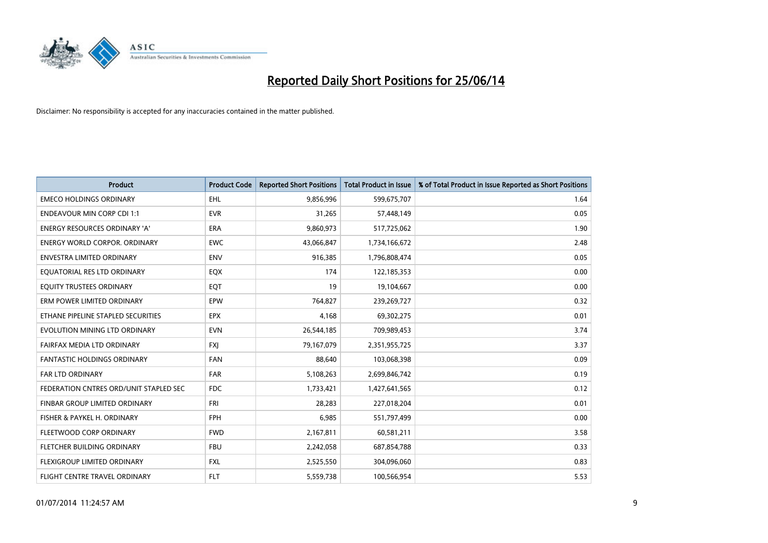# Reported Daily Short Positions for 25/06/14

Disclaimer: No responsibility is accepted for any inaccuracies contained in the matter published.

| Product | Product Code | Reported Short Positions | Total Product in Issue | % of Total Product in Issue Reported as Short Positions |
|---|---|---|---|---|
| EMECO HOLDINGS ORDINARY | EHL | 9,856,996 | 599,675,707 | 1.64 |
| ENDEAVOUR MIN CORP CDI 1:1 | EVR | 31,265 | 57,448,149 | 0.05 |
| ENERGY RESOURCES ORDINARY 'A' | ERA | 9,860,973 | 517,725,062 | 1.90 |
| ENERGY WORLD CORPOR. ORDINARY | EWC | 43,066,847 | 1,734,166,672 | 2.48 |
| ENVESTRA LIMITED ORDINARY | ENV | 916,385 | 1,796,808,474 | 0.05 |
| EQUATORIAL RES LTD ORDINARY | EQX | 174 | 122,185,353 | 0.00 |
| EQUITY TRUSTEES ORDINARY | EQT | 19 | 19,104,667 | 0.00 |
| ERM POWER LIMITED ORDINARY | EPW | 764,827 | 239,269,727 | 0.32 |
| ETHANE PIPELINE STAPLED SECURITIES | EPX | 4,168 | 69,302,275 | 0.01 |
| EVOLUTION MINING LTD ORDINARY | EVN | 26,544,185 | 709,989,453 | 3.74 |
| FAIRFAX MEDIA LTD ORDINARY | FXJ | 79,167,079 | 2,351,955,725 | 3.37 |
| FANTASTIC HOLDINGS ORDINARY | FAN | 88,640 | 103,068,398 | 0.09 |
| FAR LTD ORDINARY | FAR | 5,108,263 | 2,699,846,742 | 0.19 |
| FEDERATION CNTRES ORD/UNIT STAPLED SEC | FDC | 1,733,421 | 1,427,641,565 | 0.12 |
| FINBAR GROUP LIMITED ORDINARY | FRI | 28,283 | 227,018,204 | 0.01 |
| FISHER & PAYKEL H. ORDINARY | FPH | 6,985 | 551,797,499 | 0.00 |
| FLEETWOOD CORP ORDINARY | FWD | 2,167,811 | 60,581,211 | 3.58 |
| FLETCHER BUILDING ORDINARY | FBU | 2,242,058 | 687,854,788 | 0.33 |
| FLEXIGROUP LIMITED ORDINARY | FXL | 2,525,550 | 304,096,060 | 0.83 |
| FLIGHT CENTRE TRAVEL ORDINARY | FLT | 5,559,738 | 100,566,954 | 5.53 |

01/07/2014 11:24:57 AM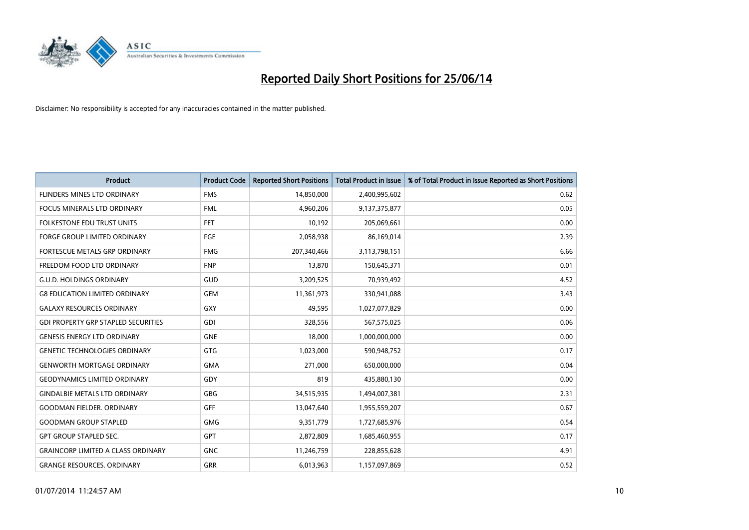# Reported Daily Short Positions for 25/06/14

Disclaimer: No responsibility is accepted for any inaccuracies contained in the matter published.

| Product | Product Code | Reported Short Positions | Total Product in Issue | % of Total Product in Issue Reported as Short Positions |
|---|---|---|---|---|
| FLINDERS MINES LTD ORDINARY | FMS | 14,850,000 | 2,400,995,602 | 0.62 |
| FOCUS MINERALS LTD ORDINARY | FML | 4,960,206 | 9,137,375,877 | 0.05 |
| FOLKESTONE EDU TRUST UNITS | FET | 10,192 | 205,069,661 | 0.00 |
| FORGE GROUP LIMITED ORDINARY | FGE | 2,058,938 | 86,169,014 | 2.39 |
| FORTESCUE METALS GRP ORDINARY | FMG | 207,340,466 | 3,113,798,151 | 6.66 |
| FREEDOM FOOD LTD ORDINARY | FNP | 13,870 | 150,645,371 | 0.01 |
| G.U.D. HOLDINGS ORDINARY | GUD | 3,209,525 | 70,939,492 | 4.52 |
| G8 EDUCATION LIMITED ORDINARY | GEM | 11,361,973 | 330,941,088 | 3.43 |
| GALAXY RESOURCES ORDINARY | GXY | 49,595 | 1,027,077,829 | 0.00 |
| GDI PROPERTY GRP STAPLED SECURITIES | GDI | 328,556 | 567,575,025 | 0.06 |
| GENESIS ENERGY LTD ORDINARY | GNE | 18,000 | 1,000,000,000 | 0.00 |
| GENETIC TECHNOLOGIES ORDINARY | GTG | 1,023,000 | 590,948,752 | 0.17 |
| GENWORTH MORTGAGE ORDINARY | GMA | 271,000 | 650,000,000 | 0.04 |
| GEODYNAMICS LIMITED ORDINARY | GDY | 819 | 435,880,130 | 0.00 |
| GINDALBIE METALS LTD ORDINARY | GBG | 34,515,935 | 1,494,007,381 | 2.31 |
| GOODMAN FIELDER. ORDINARY | GFF | 13,047,640 | 1,955,559,207 | 0.67 |
| GOODMAN GROUP STAPLED | GMG | 9,351,779 | 1,727,685,976 | 0.54 |
| GPT GROUP STAPLED SEC. | GPT | 2,872,809 | 1,685,460,955 | 0.17 |
| GRAINCORP LIMITED A CLASS ORDINARY | GNC | 11,246,759 | 228,855,628 | 4.91 |
| GRANGE RESOURCES. ORDINARY | GRR | 6,013,963 | 1,157,097,869 | 0.52 |

01/07/2014 11:24:57 AM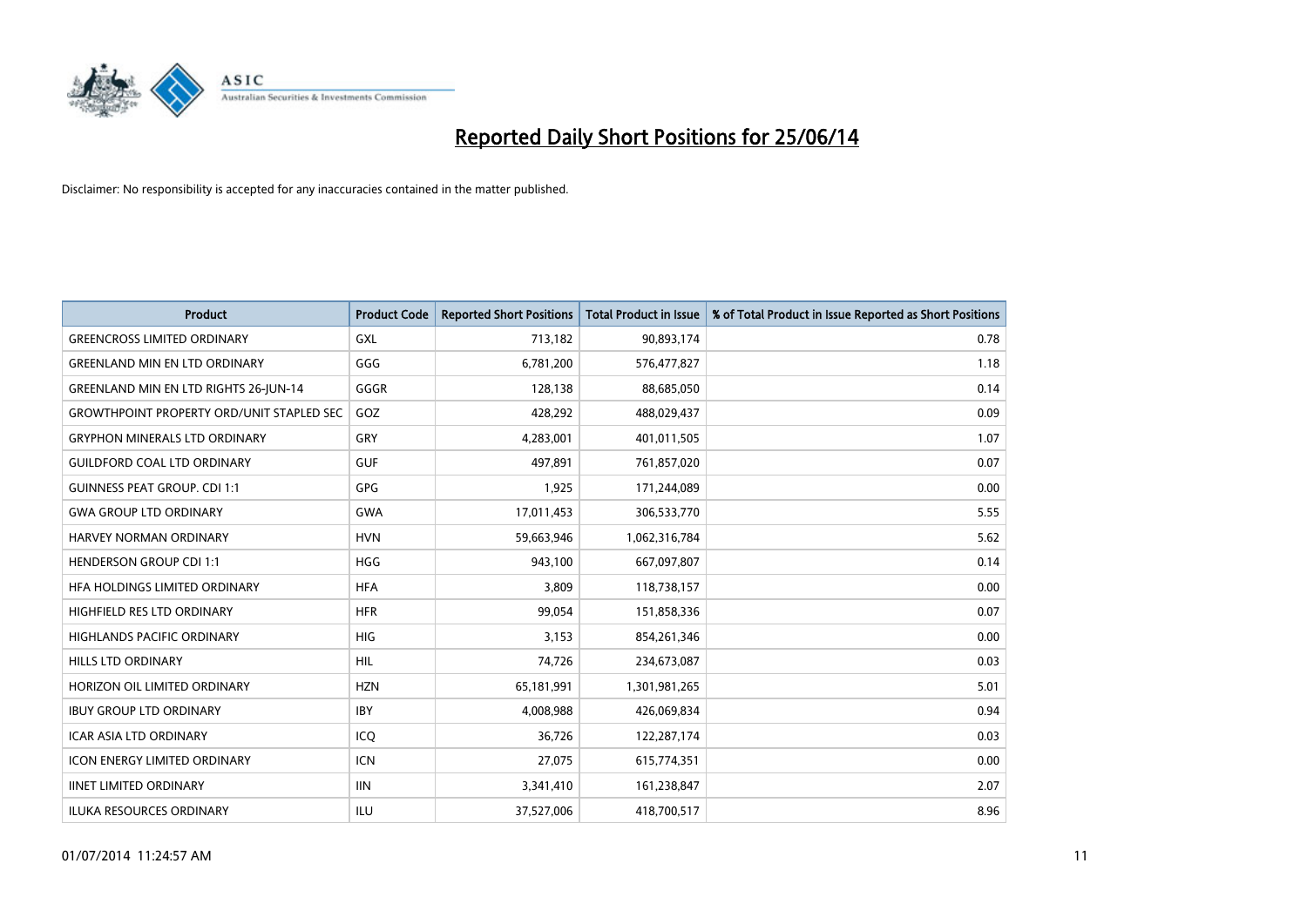# Reported Daily Short Positions for 25/06/14

Disclaimer: No responsibility is accepted for any inaccuracies contained in the matter published.

| Product | Product Code | Reported Short Positions | Total Product in Issue | % of Total Product in Issue Reported as Short Positions |
|---|---|---|---|---|
| GREENCROSS LIMITED ORDINARY | GXL | 713,182 | 90,893,174 | 0.78 |
| GREENLAND MIN EN LTD ORDINARY | GGG | 6,781,200 | 576,477,827 | 1.18 |
| GREENLAND MIN EN LTD RIGHTS 26-JUN-14 | GGGR | 128,138 | 88,685,050 | 0.14 |
| GROWTHPOINT PROPERTY ORD/UNIT STAPLED SEC | GOZ | 428,292 | 488,029,437 | 0.09 |
| GRYPHON MINERALS LTD ORDINARY | GRY | 4,283,001 | 401,011,505 | 1.07 |
| GUILDFORD COAL LTD ORDINARY | GUF | 497,891 | 761,857,020 | 0.07 |
| GUINNESS PEAT GROUP. CDI 1:1 | GPG | 1,925 | 171,244,089 | 0.00 |
| GWA GROUP LTD ORDINARY | GWA | 17,011,453 | 306,533,770 | 5.55 |
| HARVEY NORMAN ORDINARY | HVN | 59,663,946 | 1,062,316,784 | 5.62 |
| HENDERSON GROUP CDI 1:1 | HGG | 943,100 | 667,097,807 | 0.14 |
| HFA HOLDINGS LIMITED ORDINARY | HFA | 3,809 | 118,738,157 | 0.00 |
| HIGHFIELD RES LTD ORDINARY | HFR | 99,054 | 151,858,336 | 0.07 |
| HIGHLANDS PACIFIC ORDINARY | HIG | 3,153 | 854,261,346 | 0.00 |
| HILLS LTD ORDINARY | HIL | 74,726 | 234,673,087 | 0.03 |
| HORIZON OIL LIMITED ORDINARY | HZN | 65,181,991 | 1,301,981,265 | 5.01 |
| IBUY GROUP LTD ORDINARY | IBY | 4,008,988 | 426,069,834 | 0.94 |
| ICAR ASIA LTD ORDINARY | ICQ | 36,726 | 122,287,174 | 0.03 |
| ICON ENERGY LIMITED ORDINARY | ICN | 27,075 | 615,774,351 | 0.00 |
| IINET LIMITED ORDINARY | IIN | 3,341,410 | 161,238,847 | 2.07 |
| ILUKA RESOURCES ORDINARY | ILU | 37,527,006 | 418,700,517 | 8.96 |

01/07/2014 11:24:57 AM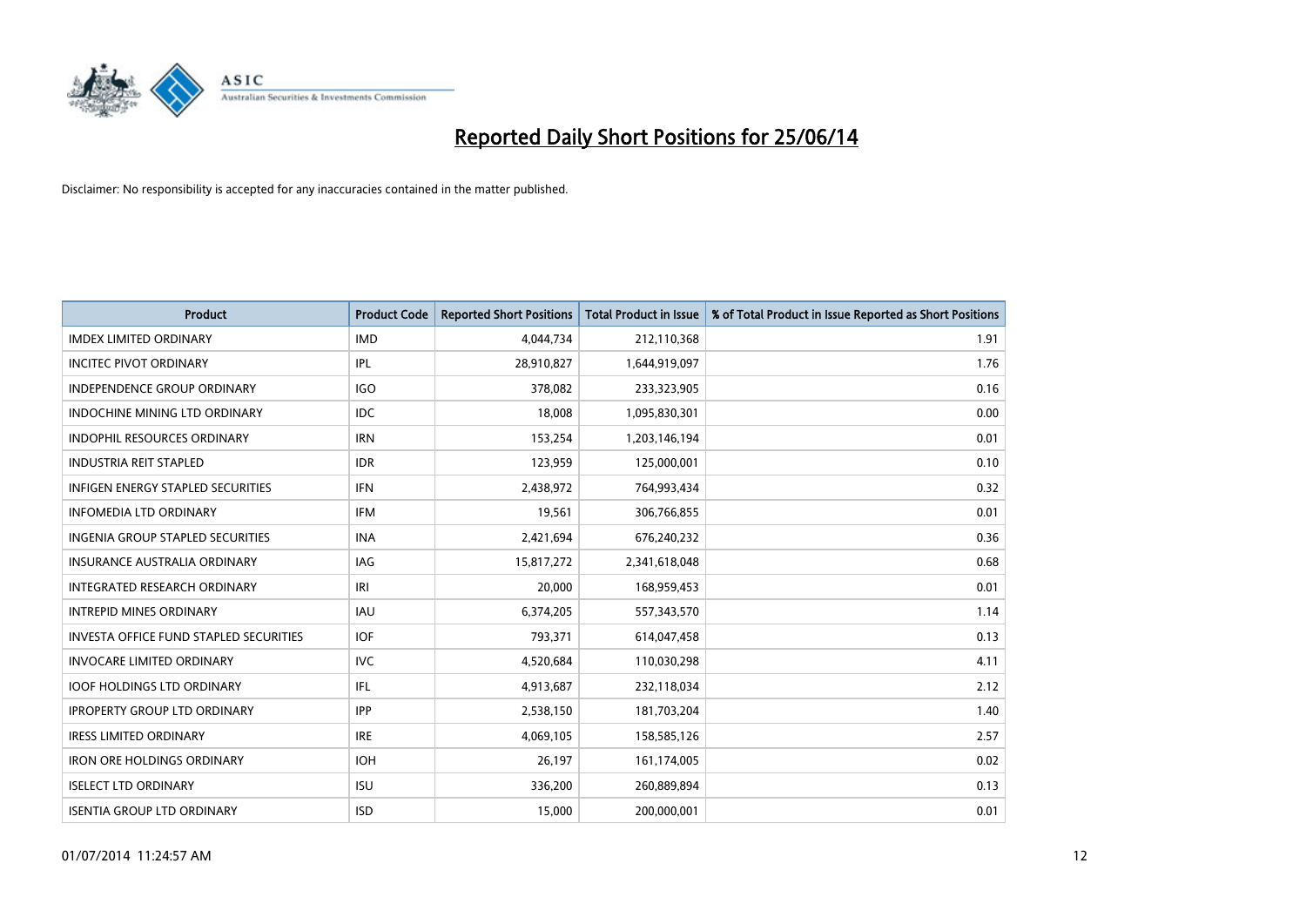# Reported Daily Short Positions for 25/06/14

Disclaimer: No responsibility is accepted for any inaccuracies contained in the matter published.

| Product | Product Code | Reported Short Positions | Total Product in Issue | % of Total Product in Issue Reported as Short Positions |
|---|---|---|---|---|
| IMDEX LIMITED ORDINARY | IMD | 4,044,734 | 212,110,368 | 1.91 |
| INCITEC PIVOT ORDINARY | IPL | 28,910,827 | 1,644,919,097 | 1.76 |
| INDEPENDENCE GROUP ORDINARY | IGO | 378,082 | 233,323,905 | 0.16 |
| INDOCHINE MINING LTD ORDINARY | IDC | 18,008 | 1,095,830,301 | 0.00 |
| INDOPHIL RESOURCES ORDINARY | IRN | 153,254 | 1,203,146,194 | 0.01 |
| INDUSTRIA REIT STAPLED | IDR | 123,959 | 125,000,001 | 0.10 |
| INFIGEN ENERGY STAPLED SECURITIES | IFN | 2,438,972 | 764,993,434 | 0.32 |
| INFOMEDIA LTD ORDINARY | IFM | 19,561 | 306,766,855 | 0.01 |
| INGENIA GROUP STAPLED SECURITIES | INA | 2,421,694 | 676,240,232 | 0.36 |
| INSURANCE AUSTRALIA ORDINARY | IAG | 15,817,272 | 2,341,618,048 | 0.68 |
| INTEGRATED RESEARCH ORDINARY | IRI | 20,000 | 168,959,453 | 0.01 |
| INTREPID MINES ORDINARY | IAU | 6,374,205 | 557,343,570 | 1.14 |
| INVESTA OFFICE FUND STAPLED SECURITIES | IOF | 793,371 | 614,047,458 | 0.13 |
| INVOCARE LIMITED ORDINARY | IVC | 4,520,684 | 110,030,298 | 4.11 |
| IOOF HOLDINGS LTD ORDINARY | IFL | 4,913,687 | 232,118,034 | 2.12 |
| IPROPERTY GROUP LTD ORDINARY | IPP | 2,538,150 | 181,703,204 | 1.40 |
| IRESS LIMITED ORDINARY | IRE | 4,069,105 | 158,585,126 | 2.57 |
| IRON ORE HOLDINGS ORDINARY | IOH | 26,197 | 161,174,005 | 0.02 |
| ISELECT LTD ORDINARY | ISU | 336,200 | 260,889,894 | 0.13 |
| ISENTIA GROUP LTD ORDINARY | ISD | 15,000 | 200,000,001 | 0.01 |

01/07/2014 11:24:57 AM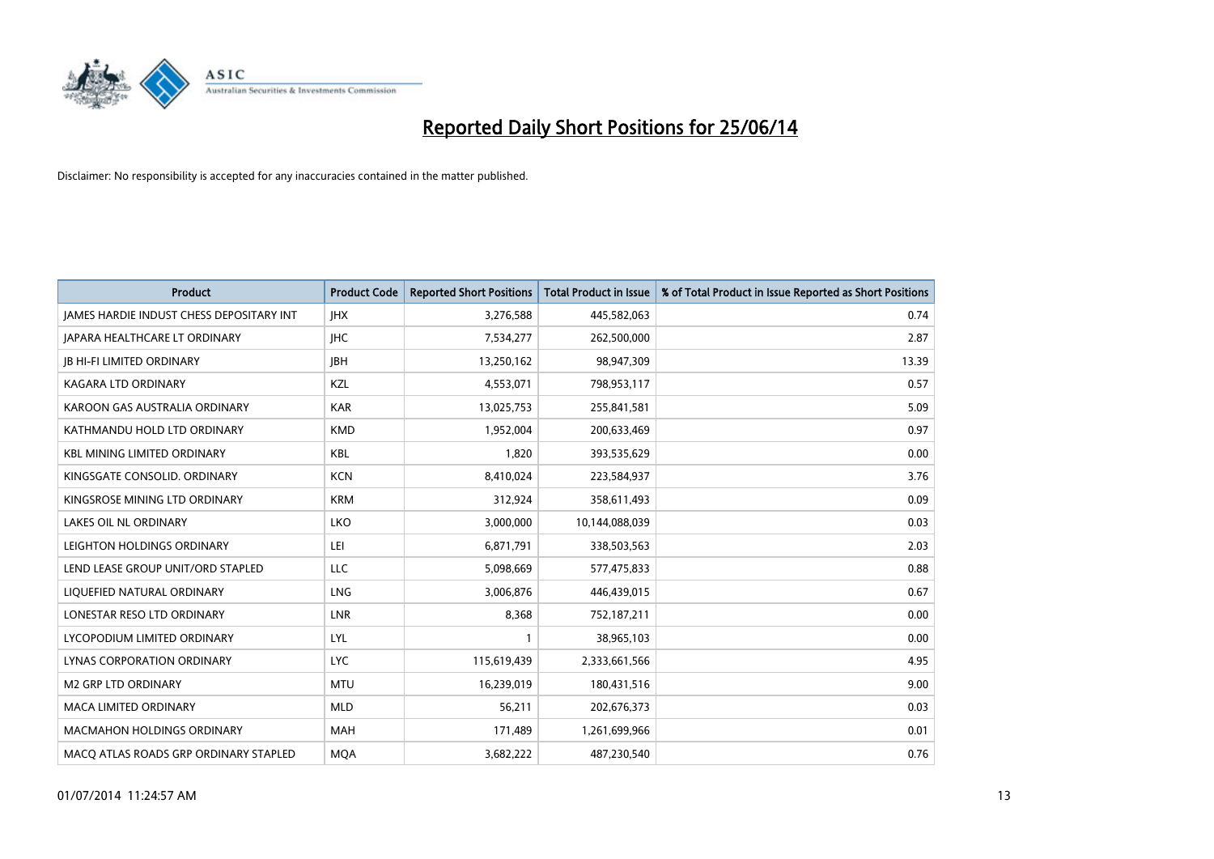# Reported Daily Short Positions for 25/06/14

Disclaimer: No responsibility is accepted for any inaccuracies contained in the matter published.

| Product | Product Code | Reported Short Positions | Total Product in Issue | % of Total Product in Issue Reported as Short Positions |
|---|---|---|---|---|
| JAMES HARDIE INDUST CHESS DEPOSITARY INT | JHX | 3,276,588 | 445,582,063 | 0.74 |
| JAPARA HEALTHCARE LT ORDINARY | JHC | 7,534,277 | 262,500,000 | 2.87 |
| JB HI-FI LIMITED ORDINARY | JBH | 13,250,162 | 98,947,309 | 13.39 |
| KAGARA LTD ORDINARY | KZL | 4,553,071 | 798,953,117 | 0.57 |
| KAROON GAS AUSTRALIA ORDINARY | KAR | 13,025,753 | 255,841,581 | 5.09 |
| KATHMANDU HOLD LTD ORDINARY | KMD | 1,952,004 | 200,633,469 | 0.97 |
| KBL MINING LIMITED ORDINARY | KBL | 1,820 | 393,535,629 | 0.00 |
| KINGSGATE CONSOLID. ORDINARY | KCN | 8,410,024 | 223,584,937 | 3.76 |
| KINGSROSE MINING LTD ORDINARY | KRM | 312,924 | 358,611,493 | 0.09 |
| LAKES OIL NL ORDINARY | LKO | 3,000,000 | 10,144,088,039 | 0.03 |
| LEIGHTON HOLDINGS ORDINARY | LEI | 6,871,791 | 338,503,563 | 2.03 |
| LEND LEASE GROUP UNIT/ORD STAPLED | LLC | 5,098,669 | 577,475,833 | 0.88 |
| LIQUEFIED NATURAL ORDINARY | LNG | 3,006,876 | 446,439,015 | 0.67 |
| LONESTAR RESO LTD ORDINARY | LNR | 8,368 | 752,187,211 | 0.00 |
| LYCOPODIUM LIMITED ORDINARY | LYL | 1 | 38,965,103 | 0.00 |
| LYNAS CORPORATION ORDINARY | LYC | 115,619,439 | 2,333,661,566 | 4.95 |
| M2 GRP LTD ORDINARY | MTU | 16,239,019 | 180,431,516 | 9.00 |
| MACA LIMITED ORDINARY | MLD | 56,211 | 202,676,373 | 0.03 |
| MACMAHON HOLDINGS ORDINARY | MAH | 171,489 | 1,261,699,966 | 0.01 |
| MACQ ATLAS ROADS GRP ORDINARY STAPLED | MQA | 3,682,222 | 487,230,540 | 0.76 |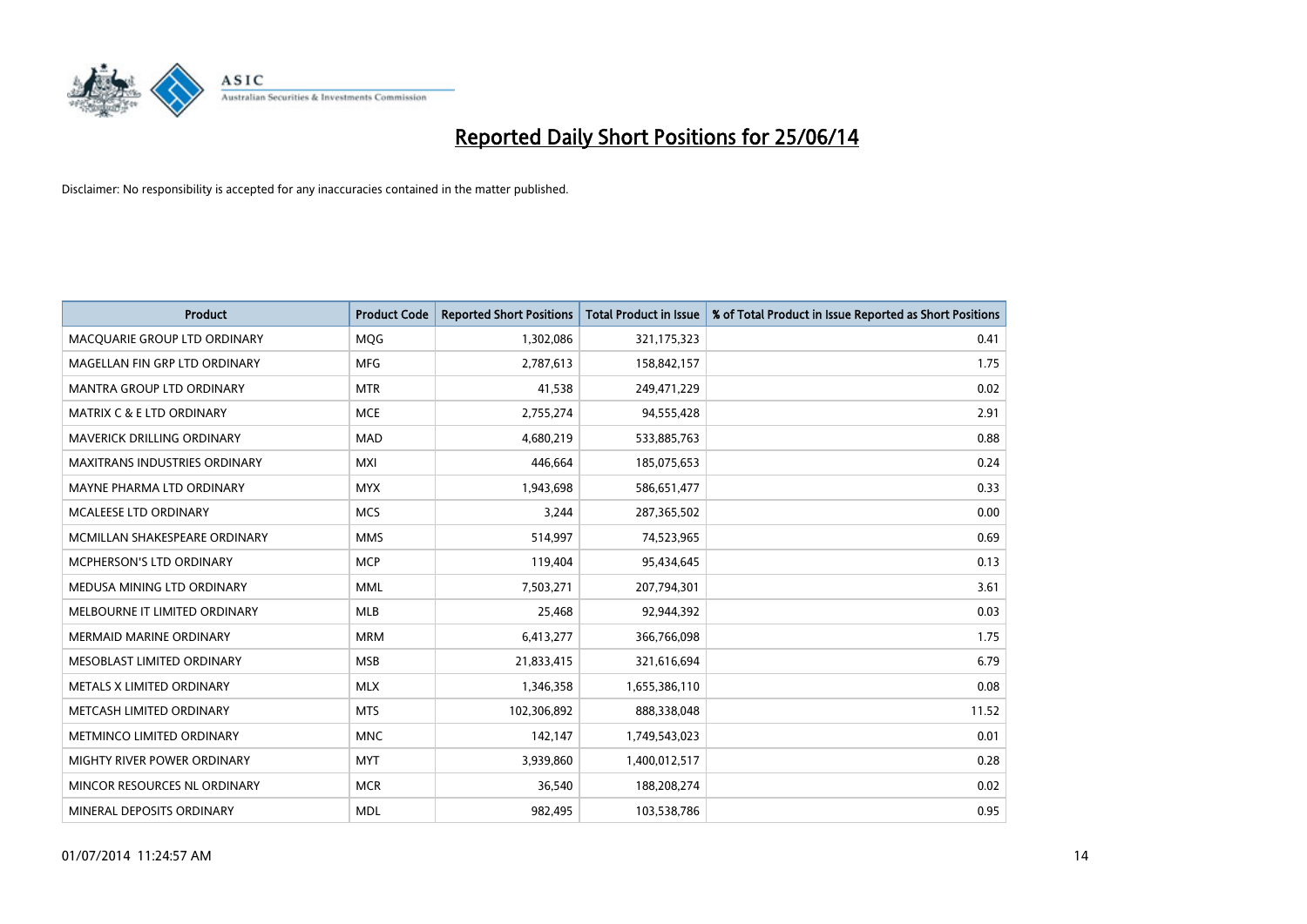# Reported Daily Short Positions for 25/06/14

Disclaimer: No responsibility is accepted for any inaccuracies contained in the matter published.

| Product | Product Code | Reported Short Positions | Total Product in Issue | % of Total Product in Issue Reported as Short Positions |
|---|---|---|---|---|
| MACQUARIE GROUP LTD ORDINARY | MQG | 1,302,086 | 321,175,323 | 0.41 |
| MAGELLAN FIN GRP LTD ORDINARY | MFG | 2,787,613 | 158,842,157 | 1.75 |
| MANTRA GROUP LTD ORDINARY | MTR | 41,538 | 249,471,229 | 0.02 |
| MATRIX C & E LTD ORDINARY | MCE | 2,755,274 | 94,555,428 | 2.91 |
| MAVERICK DRILLING ORDINARY | MAD | 4,680,219 | 533,885,763 | 0.88 |
| MAXITRANS INDUSTRIES ORDINARY | MXI | 446,664 | 185,075,653 | 0.24 |
| MAYNE PHARMA LTD ORDINARY | MYX | 1,943,698 | 586,651,477 | 0.33 |
| MCALEESE LTD ORDINARY | MCS | 3,244 | 287,365,502 | 0.00 |
| MCMILLAN SHAKESPEARE ORDINARY | MMS | 514,997 | 74,523,965 | 0.69 |
| MCPHERSON'S LTD ORDINARY | MCP | 119,404 | 95,434,645 | 0.13 |
| MEDUSA MINING LTD ORDINARY | MML | 7,503,271 | 207,794,301 | 3.61 |
| MELBOURNE IT LIMITED ORDINARY | MLB | 25,468 | 92,944,392 | 0.03 |
| MERMAID MARINE ORDINARY | MRM | 6,413,277 | 366,766,098 | 1.75 |
| MESOBLAST LIMITED ORDINARY | MSB | 21,833,415 | 321,616,694 | 6.79 |
| METALS X LIMITED ORDINARY | MLX | 1,346,358 | 1,655,386,110 | 0.08 |
| METCASH LIMITED ORDINARY | MTS | 102,306,892 | 888,338,048 | 11.52 |
| METMINCO LIMITED ORDINARY | MNC | 142,147 | 1,749,543,023 | 0.01 |
| MIGHTY RIVER POWER ORDINARY | MYT | 3,939,860 | 1,400,012,517 | 0.28 |
| MINCOR RESOURCES NL ORDINARY | MCR | 36,540 | 188,208,274 | 0.02 |
| MINERAL DEPOSITS ORDINARY | MDL | 982,495 | 103,538,786 | 0.95 |

01/07/2014 11:24:57 AM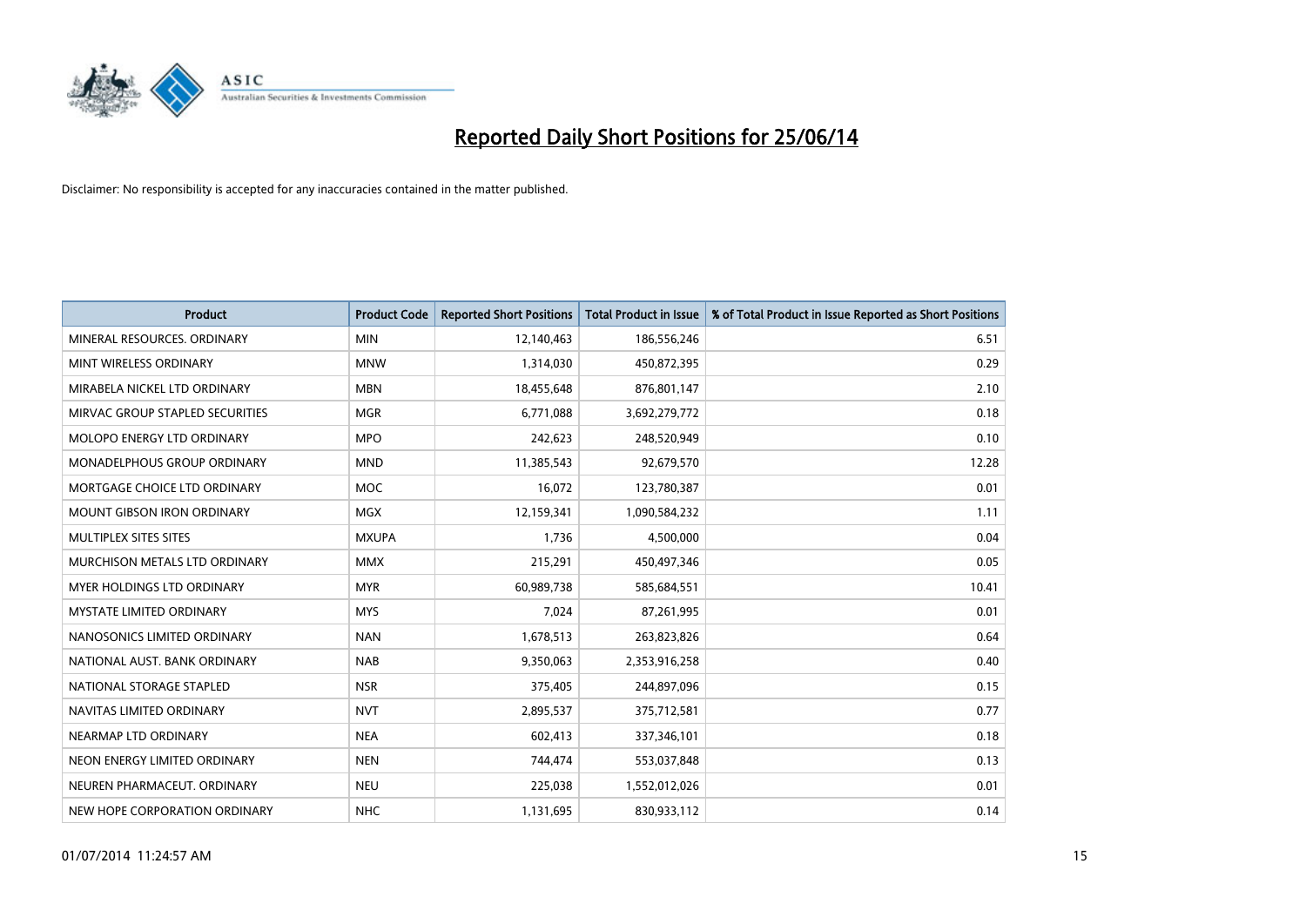# Reported Daily Short Positions for 25/06/14

Disclaimer: No responsibility is accepted for any inaccuracies contained in the matter published.

| Product | Product Code | Reported Short Positions | Total Product in Issue | % of Total Product in Issue Reported as Short Positions |
|---|---|---|---|---|
| MINERAL RESOURCES. ORDINARY | MIN | 12,140,463 | 186,556,246 | 6.51 |
| MINT WIRELESS ORDINARY | MNW | 1,314,030 | 450,872,395 | 0.29 |
| MIRABELA NICKEL LTD ORDINARY | MBN | 18,455,648 | 876,801,147 | 2.10 |
| MIRVAC GROUP STAPLED SECURITIES | MGR | 6,771,088 | 3,692,279,772 | 0.18 |
| MOLOPO ENERGY LTD ORDINARY | MPO | 242,623 | 248,520,949 | 0.10 |
| MONADELPHOUS GROUP ORDINARY | MND | 11,385,543 | 92,679,570 | 12.28 |
| MORTGAGE CHOICE LTD ORDINARY | MOC | 16,072 | 123,780,387 | 0.01 |
| MOUNT GIBSON IRON ORDINARY | MGX | 12,159,341 | 1,090,584,232 | 1.11 |
| MULTIPLEX SITES SITES | MXUPA | 1,736 | 4,500,000 | 0.04 |
| MURCHISON METALS LTD ORDINARY | MMX | 215,291 | 450,497,346 | 0.05 |
| MYER HOLDINGS LTD ORDINARY | MYR | 60,989,738 | 585,684,551 | 10.41 |
| MYSTATE LIMITED ORDINARY | MYS | 7,024 | 87,261,995 | 0.01 |
| NANOSONICS LIMITED ORDINARY | NAN | 1,678,513 | 263,823,826 | 0.64 |
| NATIONAL AUST. BANK ORDINARY | NAB | 9,350,063 | 2,353,916,258 | 0.40 |
| NATIONAL STORAGE STAPLED | NSR | 375,405 | 244,897,096 | 0.15 |
| NAVITAS LIMITED ORDINARY | NVT | 2,895,537 | 375,712,581 | 0.77 |
| NEARMAP LTD ORDINARY | NEA | 602,413 | 337,346,101 | 0.18 |
| NEON ENERGY LIMITED ORDINARY | NEN | 744,474 | 553,037,848 | 0.13 |
| NEUREN PHARMACEUT. ORDINARY | NEU | 225,038 | 1,552,012,026 | 0.01 |
| NEW HOPE CORPORATION ORDINARY | NHC | 1,131,695 | 830,933,112 | 0.14 |

01/07/2014 11:24:57 AM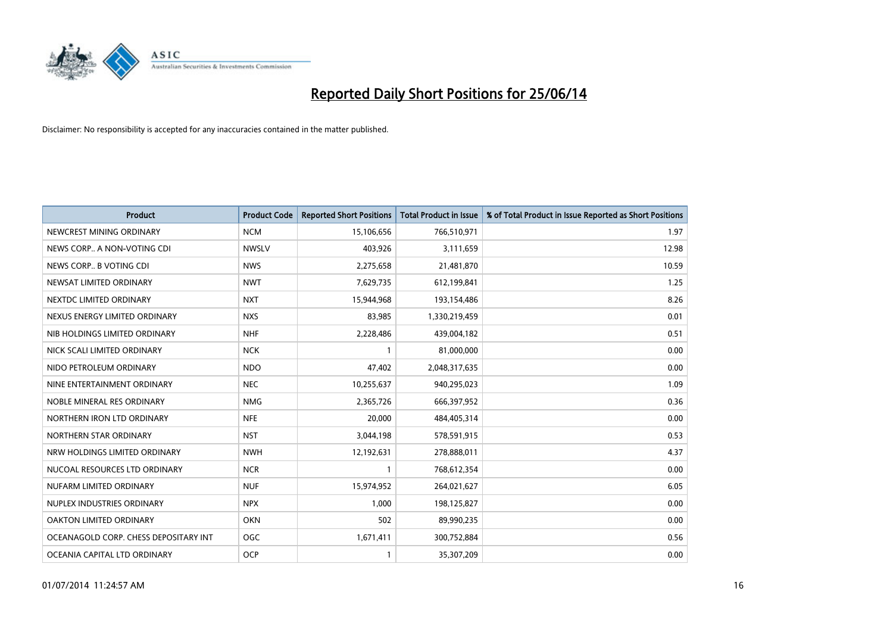# Reported Daily Short Positions for 25/06/14

Disclaimer: No responsibility is accepted for any inaccuracies contained in the matter published.

| Product | Product Code | Reported Short Positions | Total Product in Issue | % of Total Product in Issue Reported as Short Positions |
|---|---|---|---|---|
| NEWCREST MINING ORDINARY | NCM | 15,106,656 | 766,510,971 | 1.97 |
| NEWS CORP.. A NON-VOTING CDI | NWSLV | 403,926 | 3,111,659 | 12.98 |
| NEWS CORP.. B VOTING CDI | NWS | 2,275,658 | 21,481,870 | 10.59 |
| NEWSAT LIMITED ORDINARY | NWT | 7,629,735 | 612,199,841 | 1.25 |
| NEXTDC LIMITED ORDINARY | NXT | 15,944,968 | 193,154,486 | 8.26 |
| NEXUS ENERGY LIMITED ORDINARY | NXS | 83,985 | 1,330,219,459 | 0.01 |
| NIB HOLDINGS LIMITED ORDINARY | NHF | 2,228,486 | 439,004,182 | 0.51 |
| NICK SCALI LIMITED ORDINARY | NCK | 1 | 81,000,000 | 0.00 |
| NIDO PETROLEUM ORDINARY | NDO | 47,402 | 2,048,317,635 | 0.00 |
| NINE ENTERTAINMENT ORDINARY | NEC | 10,255,637 | 940,295,023 | 1.09 |
| NOBLE MINERAL RES ORDINARY | NMG | 2,365,726 | 666,397,952 | 0.36 |
| NORTHERN IRON LTD ORDINARY | NFE | 20,000 | 484,405,314 | 0.00 |
| NORTHERN STAR ORDINARY | NST | 3,044,198 | 578,591,915 | 0.53 |
| NRW HOLDINGS LIMITED ORDINARY | NWH | 12,192,631 | 278,888,011 | 4.37 |
| NUCOAL RESOURCES LTD ORDINARY | NCR | 1 | 768,612,354 | 0.00 |
| NUFARM LIMITED ORDINARY | NUF | 15,974,952 | 264,021,627 | 6.05 |
| NUPLEX INDUSTRIES ORDINARY | NPX | 1,000 | 198,125,827 | 0.00 |
| OAKTON LIMITED ORDINARY | OKN | 502 | 89,990,235 | 0.00 |
| OCEANAGOLD CORP. CHESS DEPOSITARY INT | OGC | 1,671,411 | 300,752,884 | 0.56 |
| OCEANIA CAPITAL LTD ORDINARY | OCP | 1 | 35,307,209 | 0.00 |

01/07/2014 11:24:57 AM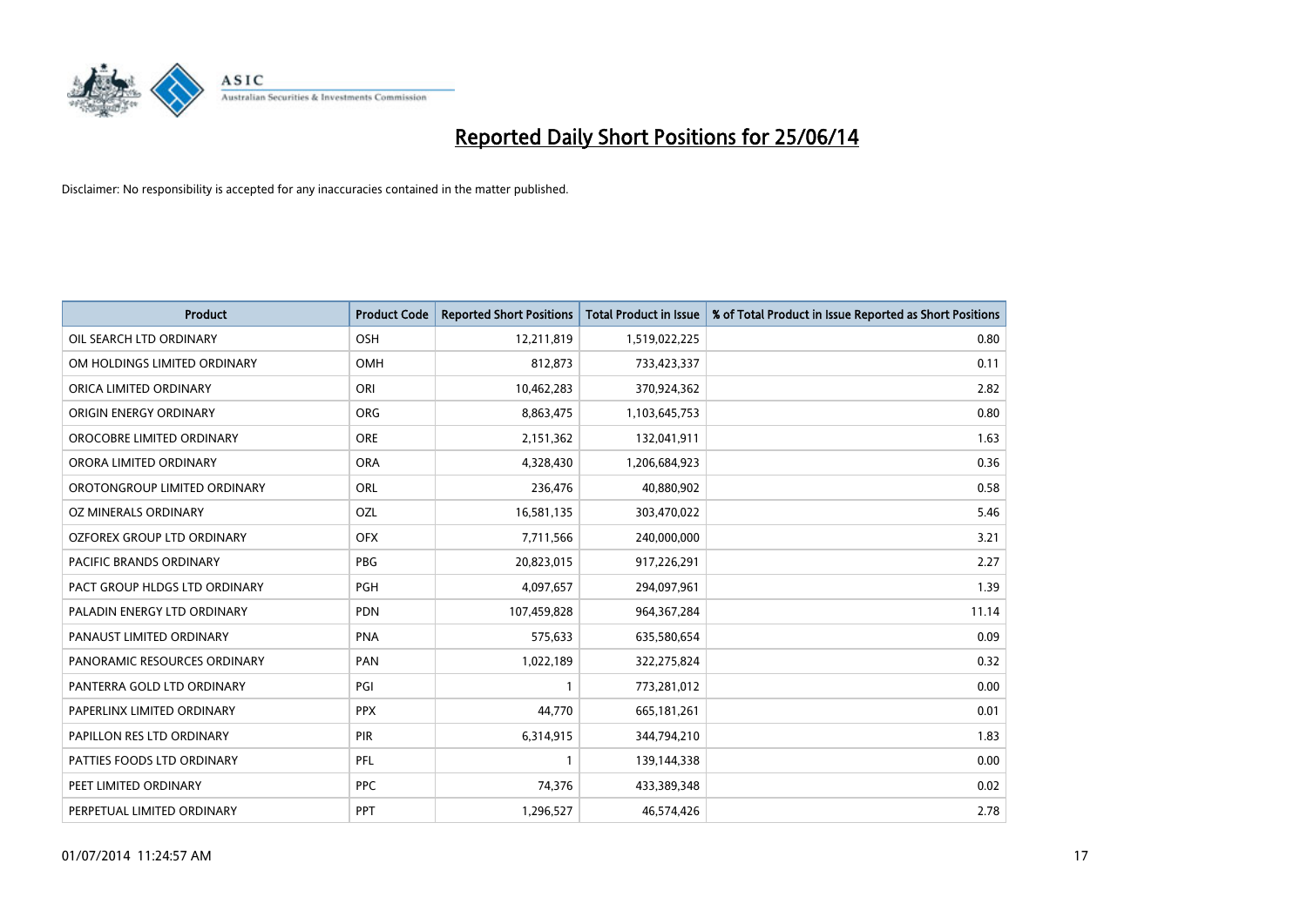# Reported Daily Short Positions for 25/06/14

Disclaimer: No responsibility is accepted for any inaccuracies contained in the matter published.

| Product | Product Code | Reported Short Positions | Total Product in Issue | % of Total Product in Issue Reported as Short Positions |
|---|---|---|---|---|
| OIL SEARCH LTD ORDINARY | OSH | 12,211,819 | 1,519,022,225 | 0.80 |
| OM HOLDINGS LIMITED ORDINARY | OMH | 812,873 | 733,423,337 | 0.11 |
| ORICA LIMITED ORDINARY | ORI | 10,462,283 | 370,924,362 | 2.82 |
| ORIGIN ENERGY ORDINARY | ORG | 8,863,475 | 1,103,645,753 | 0.80 |
| OROCOBRE LIMITED ORDINARY | ORE | 2,151,362 | 132,041,911 | 1.63 |
| ORORA LIMITED ORDINARY | ORA | 4,328,430 | 1,206,684,923 | 0.36 |
| OROTONGROUP LIMITED ORDINARY | ORL | 236,476 | 40,880,902 | 0.58 |
| OZ MINERALS ORDINARY | OZL | 16,581,135 | 303,470,022 | 5.46 |
| OZFOREX GROUP LTD ORDINARY | OFX | 7,711,566 | 240,000,000 | 3.21 |
| PACIFIC BRANDS ORDINARY | PBG | 20,823,015 | 917,226,291 | 2.27 |
| PACT GROUP HLDGS LTD ORDINARY | PGH | 4,097,657 | 294,097,961 | 1.39 |
| PALADIN ENERGY LTD ORDINARY | PDN | 107,459,828 | 964,367,284 | 11.14 |
| PANAUST LIMITED ORDINARY | PNA | 575,633 | 635,580,654 | 0.09 |
| PANORAMIC RESOURCES ORDINARY | PAN | 1,022,189 | 322,275,824 | 0.32 |
| PANTERRA GOLD LTD ORDINARY | PGI | 1 | 773,281,012 | 0.00 |
| PAPERLINX LIMITED ORDINARY | PPX | 44,770 | 665,181,261 | 0.01 |
| PAPILLON RES LTD ORDINARY | PIR | 6,314,915 | 344,794,210 | 1.83 |
| PATTIES FOODS LTD ORDINARY | PFL | 1 | 139,144,338 | 0.00 |
| PEET LIMITED ORDINARY | PPC | 74,376 | 433,389,348 | 0.02 |
| PERPETUAL LIMITED ORDINARY | PPT | 1,296,527 | 46,574,426 | 2.78 |

01/07/2014 11:24:57 AM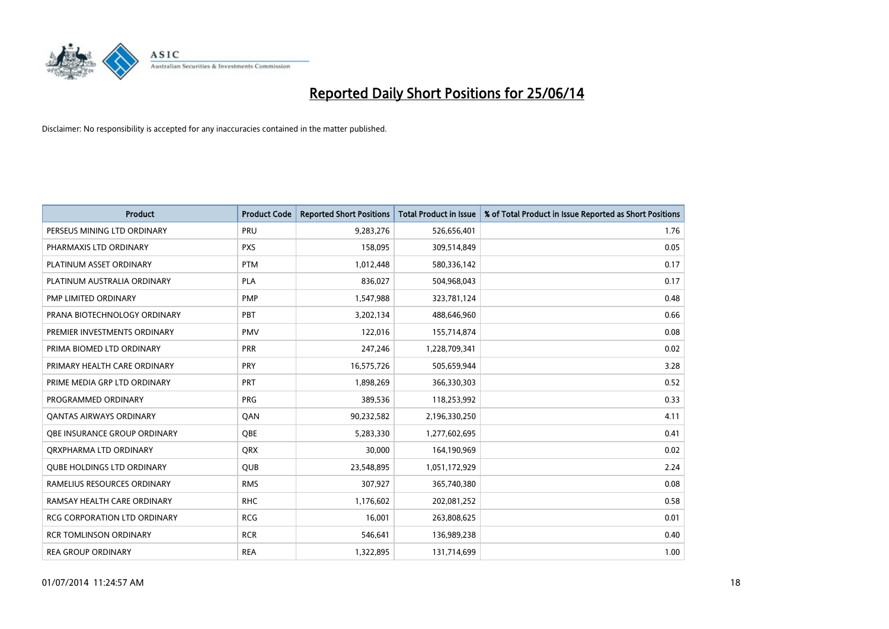# Reported Daily Short Positions for 25/06/14

Disclaimer: No responsibility is accepted for any inaccuracies contained in the matter published.

| Product | Product Code | Reported Short Positions | Total Product in Issue | % of Total Product in Issue Reported as Short Positions |
|---|---|---|---|---|
| PERSEUS MINING LTD ORDINARY | PRU | 9,283,276 | 526,656,401 | 1.76 |
| PHARMAXIS LTD ORDINARY | PXS | 158,095 | 309,514,849 | 0.05 |
| PLATINUM ASSET ORDINARY | PTM | 1,012,448 | 580,336,142 | 0.17 |
| PLATINUM AUSTRALIA ORDINARY | PLA | 836,027 | 504,968,043 | 0.17 |
| PMP LIMITED ORDINARY | PMP | 1,547,988 | 323,781,124 | 0.48 |
| PRANA BIOTECHNOLOGY ORDINARY | PBT | 3,202,134 | 488,646,960 | 0.66 |
| PREMIER INVESTMENTS ORDINARY | PMV | 122,016 | 155,714,874 | 0.08 |
| PRIMA BIOMED LTD ORDINARY | PRR | 247,246 | 1,228,709,341 | 0.02 |
| PRIMARY HEALTH CARE ORDINARY | PRY | 16,575,726 | 505,659,944 | 3.28 |
| PRIME MEDIA GRP LTD ORDINARY | PRT | 1,898,269 | 366,330,303 | 0.52 |
| PROGRAMMED ORDINARY | PRG | 389,536 | 118,253,992 | 0.33 |
| QANTAS AIRWAYS ORDINARY | QAN | 90,232,582 | 2,196,330,250 | 4.11 |
| QBE INSURANCE GROUP ORDINARY | QBE | 5,283,330 | 1,277,602,695 | 0.41 |
| QRXPHARMA LTD ORDINARY | QRX | 30,000 | 164,190,969 | 0.02 |
| QUBE HOLDINGS LTD ORDINARY | QUB | 23,548,895 | 1,051,172,929 | 2.24 |
| RAMELIUS RESOURCES ORDINARY | RMS | 307,927 | 365,740,380 | 0.08 |
| RAMSAY HEALTH CARE ORDINARY | RHC | 1,176,602 | 202,081,252 | 0.58 |
| RCG CORPORATION LTD ORDINARY | RCG | 16,001 | 263,808,625 | 0.01 |
| RCR TOMLINSON ORDINARY | RCR | 546,641 | 136,989,238 | 0.40 |
| REA GROUP ORDINARY | REA | 1,322,895 | 131,714,699 | 1.00 |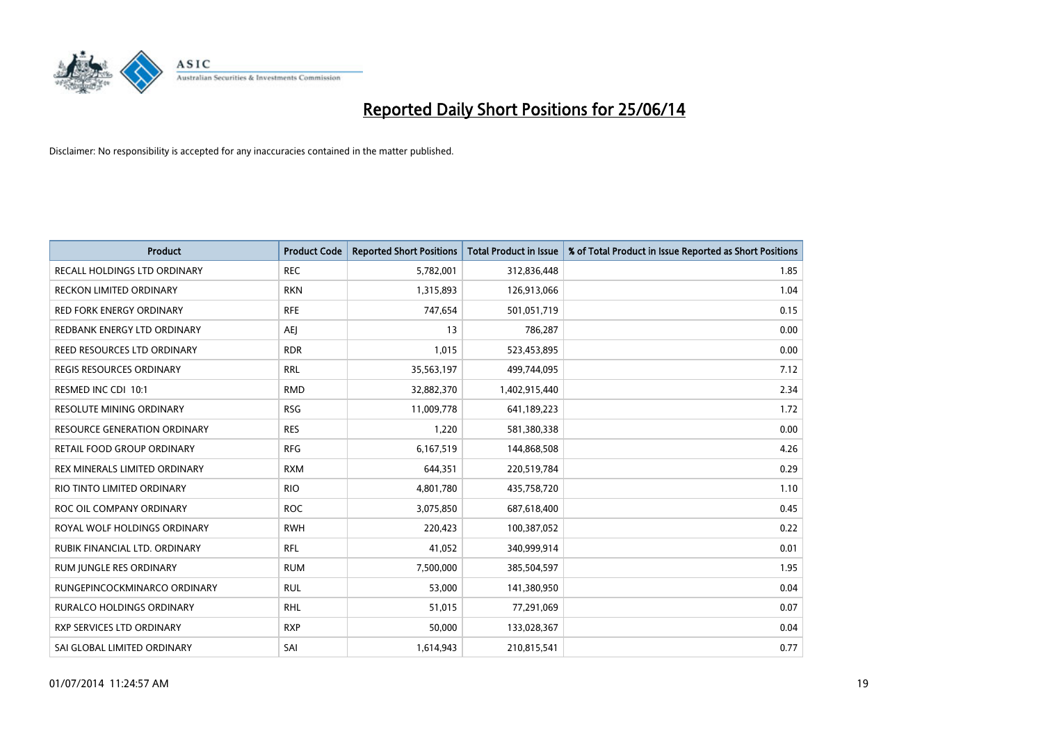# Reported Daily Short Positions for 25/06/14

Disclaimer: No responsibility is accepted for any inaccuracies contained in the matter published.

| Product | Product Code | Reported Short Positions | Total Product in Issue | % of Total Product in Issue Reported as Short Positions |
|---|---|---|---|---|
| RECALL HOLDINGS LTD ORDINARY | REC | 5,782,001 | 312,836,448 | 1.85 |
| RECKON LIMITED ORDINARY | RKN | 1,315,893 | 126,913,066 | 1.04 |
| RED FORK ENERGY ORDINARY | RFE | 747,654 | 501,051,719 | 0.15 |
| REDBANK ENERGY LTD ORDINARY | AEJ | 13 | 786,287 | 0.00 |
| REED RESOURCES LTD ORDINARY | RDR | 1,015 | 523,453,895 | 0.00 |
| REGIS RESOURCES ORDINARY | RRL | 35,563,197 | 499,744,095 | 7.12 |
| RESMED INC CDI 10:1 | RMD | 32,882,370 | 1,402,915,440 | 2.34 |
| RESOLUTE MINING ORDINARY | RSG | 11,009,778 | 641,189,223 | 1.72 |
| RESOURCE GENERATION ORDINARY | RES | 1,220 | 581,380,338 | 0.00 |
| RETAIL FOOD GROUP ORDINARY | RFG | 6,167,519 | 144,868,508 | 4.26 |
| REX MINERALS LIMITED ORDINARY | RXM | 644,351 | 220,519,784 | 0.29 |
| RIO TINTO LIMITED ORDINARY | RIO | 4,801,780 | 435,758,720 | 1.10 |
| ROC OIL COMPANY ORDINARY | ROC | 3,075,850 | 687,618,400 | 0.45 |
| ROYAL WOLF HOLDINGS ORDINARY | RWH | 220,423 | 100,387,052 | 0.22 |
| RUBIK FINANCIAL LTD. ORDINARY | RFL | 41,052 | 340,999,914 | 0.01 |
| RUM JUNGLE RES ORDINARY | RUM | 7,500,000 | 385,504,597 | 1.95 |
| RUNGEPINCOCKMINARCO ORDINARY | RUL | 53,000 | 141,380,950 | 0.04 |
| RURALCO HOLDINGS ORDINARY | RHL | 51,015 | 77,291,069 | 0.07 |
| RXP SERVICES LTD ORDINARY | RXP | 50,000 | 133,028,367 | 0.04 |
| SAI GLOBAL LIMITED ORDINARY | SAI | 1,614,943 | 210,815,541 | 0.77 |

01/07/2014 11:24:57 AM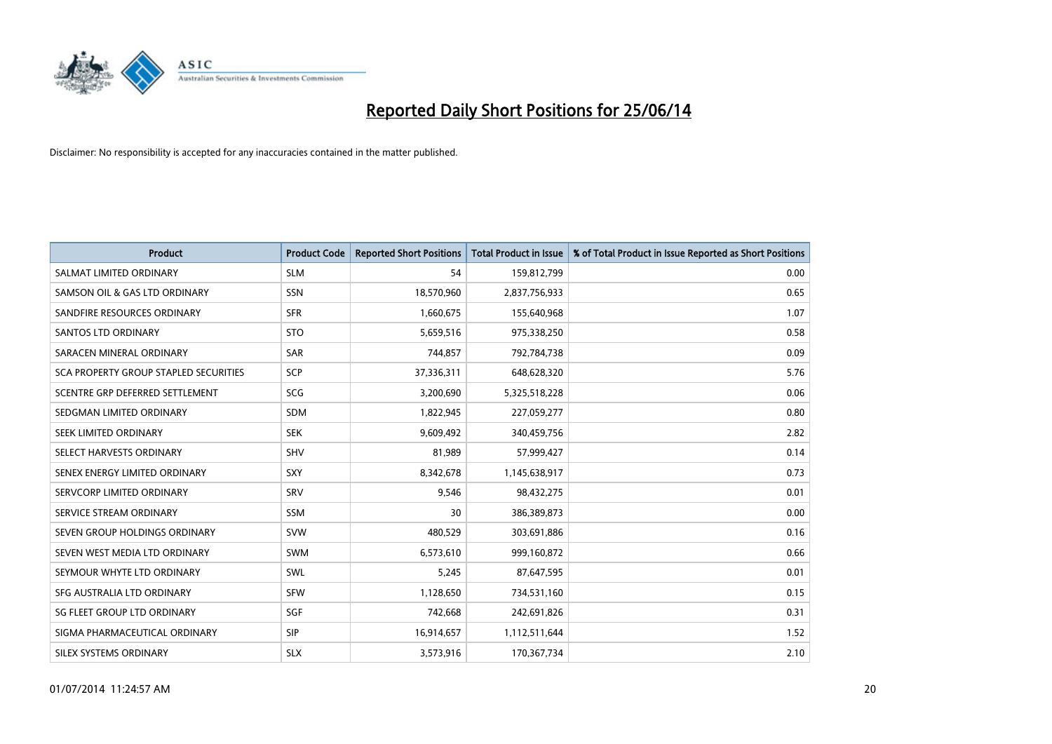# Reported Daily Short Positions for 25/06/14

Disclaimer: No responsibility is accepted for any inaccuracies contained in the matter published.

| Product | Product Code | Reported Short Positions | Total Product in Issue | % of Total Product in Issue Reported as Short Positions |
|---|---|---|---|---|
| SALMAT LIMITED ORDINARY | SLM | 54 | 159,812,799 | 0.00 |
| SAMSON OIL & GAS LTD ORDINARY | SSN | 18,570,960 | 2,837,756,933 | 0.65 |
| SANDFIRE RESOURCES ORDINARY | SFR | 1,660,675 | 155,640,968 | 1.07 |
| SANTOS LTD ORDINARY | STO | 5,659,516 | 975,338,250 | 0.58 |
| SARACEN MINERAL ORDINARY | SAR | 744,857 | 792,784,738 | 0.09 |
| SCA PROPERTY GROUP STAPLED SECURITIES | SCP | 37,336,311 | 648,628,320 | 5.76 |
| SCENTRE GRP DEFERRED SETTLEMENT | SCG | 3,200,690 | 5,325,518,228 | 0.06 |
| SEDGMAN LIMITED ORDINARY | SDM | 1,822,945 | 227,059,277 | 0.80 |
| SEEK LIMITED ORDINARY | SEK | 9,609,492 | 340,459,756 | 2.82 |
| SELECT HARVESTS ORDINARY | SHV | 81,989 | 57,999,427 | 0.14 |
| SENEX ENERGY LIMITED ORDINARY | SXY | 8,342,678 | 1,145,638,917 | 0.73 |
| SERVCORP LIMITED ORDINARY | SRV | 9,546 | 98,432,275 | 0.01 |
| SERVICE STREAM ORDINARY | SSM | 30 | 386,389,873 | 0.00 |
| SEVEN GROUP HOLDINGS ORDINARY | SVW | 480,529 | 303,691,886 | 0.16 |
| SEVEN WEST MEDIA LTD ORDINARY | SWM | 6,573,610 | 999,160,872 | 0.66 |
| SEYMOUR WHYTE LTD ORDINARY | SWL | 5,245 | 87,647,595 | 0.01 |
| SFG AUSTRALIA LTD ORDINARY | SFW | 1,128,650 | 734,531,160 | 0.15 |
| SG FLEET GROUP LTD ORDINARY | SGF | 742,668 | 242,691,826 | 0.31 |
| SIGMA PHARMACEUTICAL ORDINARY | SIP | 16,914,657 | 1,112,511,644 | 1.52 |
| SILEX SYSTEMS ORDINARY | SLX | 3,573,916 | 170,367,734 | 2.10 |

01/07/2014 11:24:57 AM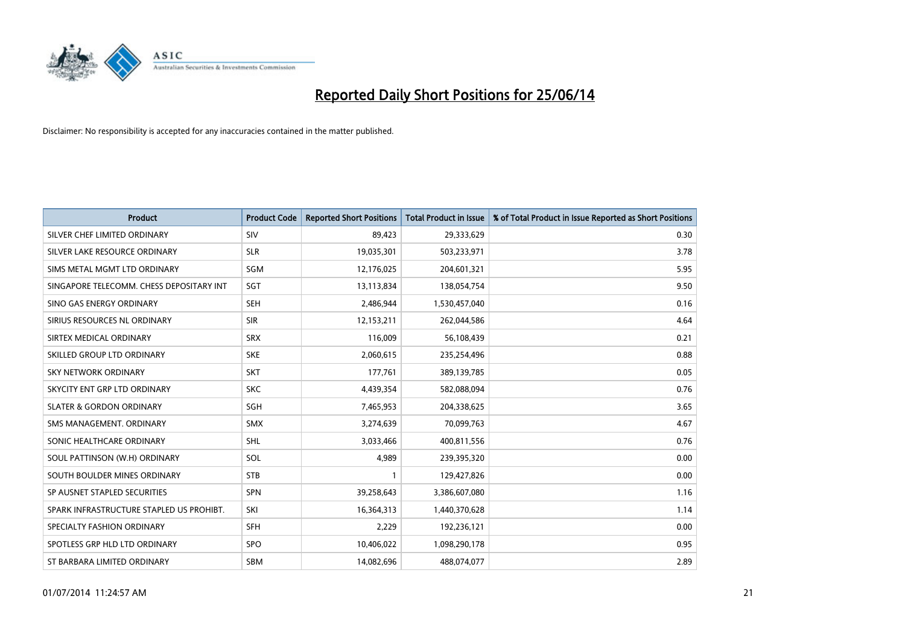# Reported Daily Short Positions for 25/06/14

Disclaimer: No responsibility is accepted for any inaccuracies contained in the matter published.

| Product | Product Code | Reported Short Positions | Total Product in Issue | % of Total Product in Issue Reported as Short Positions |
|---|---|---|---|---|
| SILVER CHEF LIMITED ORDINARY | SIV | 89,423 | 29,333,629 | 0.30 |
| SILVER LAKE RESOURCE ORDINARY | SLR | 19,035,301 | 503,233,971 | 3.78 |
| SIMS METAL MGMT LTD ORDINARY | SGM | 12,176,025 | 204,601,321 | 5.95 |
| SINGAPORE TELECOMM. CHESS DEPOSITARY INT | SGT | 13,113,834 | 138,054,754 | 9.50 |
| SINO GAS ENERGY ORDINARY | SEH | 2,486,944 | 1,530,457,040 | 0.16 |
| SIRIUS RESOURCES NL ORDINARY | SIR | 12,153,211 | 262,044,586 | 4.64 |
| SIRTEX MEDICAL ORDINARY | SRX | 116,009 | 56,108,439 | 0.21 |
| SKILLED GROUP LTD ORDINARY | SKE | 2,060,615 | 235,254,496 | 0.88 |
| SKY NETWORK ORDINARY | SKT | 177,761 | 389,139,785 | 0.05 |
| SKYCITY ENT GRP LTD ORDINARY | SKC | 4,439,354 | 582,088,094 | 0.76 |
| SLATER & GORDON ORDINARY | SGH | 7,465,953 | 204,338,625 | 3.65 |
| SMS MANAGEMENT. ORDINARY | SMX | 3,274,639 | 70,099,763 | 4.67 |
| SONIC HEALTHCARE ORDINARY | SHL | 3,033,466 | 400,811,556 | 0.76 |
| SOUL PATTINSON (W.H) ORDINARY | SOL | 4,989 | 239,395,320 | 0.00 |
| SOUTH BOULDER MINES ORDINARY | STB | 1 | 129,427,826 | 0.00 |
| SP AUSNET STAPLED SECURITIES | SPN | 39,258,643 | 3,386,607,080 | 1.16 |
| SPARK INFRASTRUCTURE STAPLED US PROHIBT. | SKI | 16,364,313 | 1,440,370,628 | 1.14 |
| SPECIALTY FASHION ORDINARY | SFH | 2,229 | 192,236,121 | 0.00 |
| SPOTLESS GRP HLD LTD ORDINARY | SPO | 10,406,022 | 1,098,290,178 | 0.95 |
| ST BARBARA LIMITED ORDINARY | SBM | 14,082,696 | 488,074,077 | 2.89 |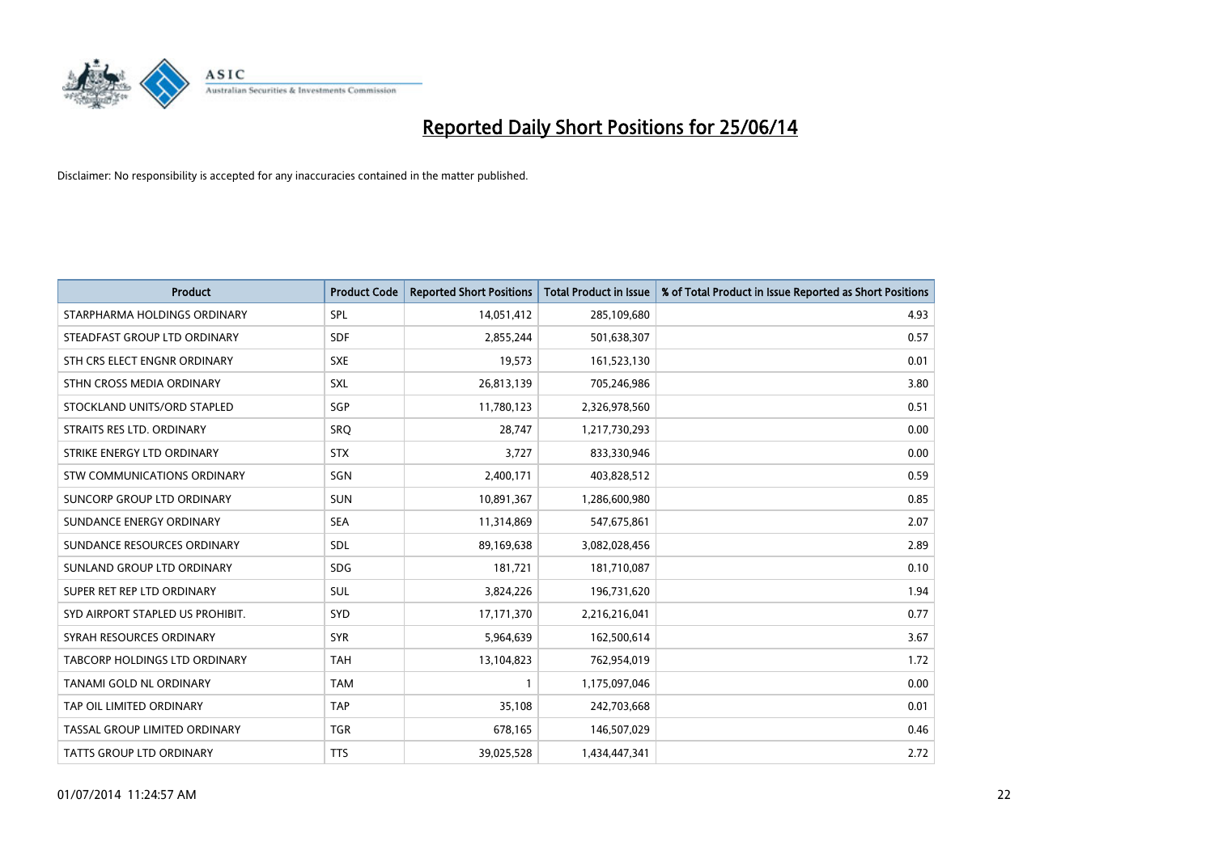# Reported Daily Short Positions for 25/06/14

Disclaimer: No responsibility is accepted for any inaccuracies contained in the matter published.

| Product | Product Code | Reported Short Positions | Total Product in Issue | % of Total Product in Issue Reported as Short Positions |
|---|---|---|---|---|
| STARPHARMA HOLDINGS ORDINARY | SPL | 14,051,412 | 285,109,680 | 4.93 |
| STEADFAST GROUP LTD ORDINARY | SDF | 2,855,244 | 501,638,307 | 0.57 |
| STH CRS ELECT ENGNR ORDINARY | SXE | 19,573 | 161,523,130 | 0.01 |
| STHN CROSS MEDIA ORDINARY | SXL | 26,813,139 | 705,246,986 | 3.80 |
| STOCKLAND UNITS/ORD STAPLED | SGP | 11,780,123 | 2,326,978,560 | 0.51 |
| STRAITS RES LTD. ORDINARY | SRQ | 28,747 | 1,217,730,293 | 0.00 |
| STRIKE ENERGY LTD ORDINARY | STX | 3,727 | 833,330,946 | 0.00 |
| STW COMMUNICATIONS ORDINARY | SGN | 2,400,171 | 403,828,512 | 0.59 |
| SUNCORP GROUP LTD ORDINARY | SUN | 10,891,367 | 1,286,600,980 | 0.85 |
| SUNDANCE ENERGY ORDINARY | SEA | 11,314,869 | 547,675,861 | 2.07 |
| SUNDANCE RESOURCES ORDINARY | SDL | 89,169,638 | 3,082,028,456 | 2.89 |
| SUNLAND GROUP LTD ORDINARY | SDG | 181,721 | 181,710,087 | 0.10 |
| SUPER RET REP LTD ORDINARY | SUL | 3,824,226 | 196,731,620 | 1.94 |
| SYD AIRPORT STAPLED US PROHIBIT. | SYD | 17,171,370 | 2,216,216,041 | 0.77 |
| SYRAH RESOURCES ORDINARY | SYR | 5,964,639 | 162,500,614 | 3.67 |
| TABCORP HOLDINGS LTD ORDINARY | TAH | 13,104,823 | 762,954,019 | 1.72 |
| TANAMI GOLD NL ORDINARY | TAM | 1 | 1,175,097,046 | 0.00 |
| TAP OIL LIMITED ORDINARY | TAP | 35,108 | 242,703,668 | 0.01 |
| TASSAL GROUP LIMITED ORDINARY | TGR | 678,165 | 146,507,029 | 0.46 |
| TATTS GROUP LTD ORDINARY | TTS | 39,025,528 | 1,434,447,341 | 2.72 |

01/07/2014 11:24:57 AM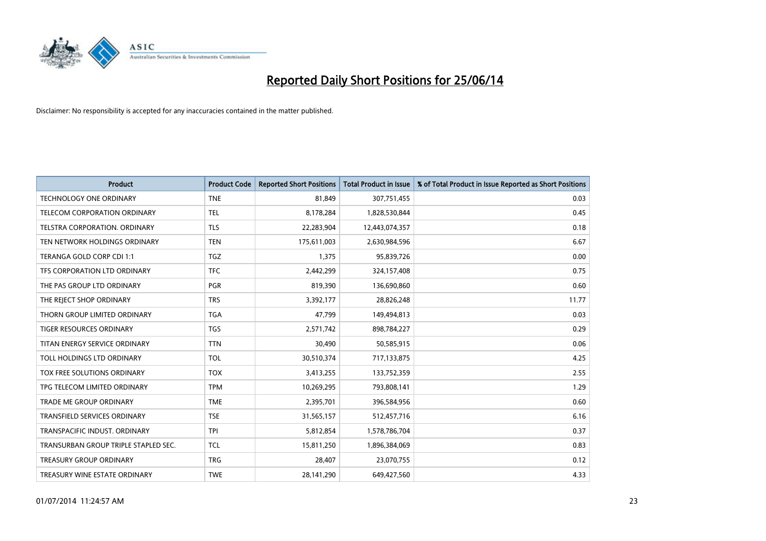# Reported Daily Short Positions for 25/06/14

Disclaimer: No responsibility is accepted for any inaccuracies contained in the matter published.

| Product | Product Code | Reported Short Positions | Total Product in Issue | % of Total Product in Issue Reported as Short Positions |
|---|---|---|---|---|
| TECHNOLOGY ONE ORDINARY | TNE | 81,849 | 307,751,455 | 0.03 |
| TELECOM CORPORATION ORDINARY | TEL | 8,178,284 | 1,828,530,844 | 0.45 |
| TELSTRA CORPORATION. ORDINARY | TLS | 22,283,904 | 12,443,074,357 | 0.18 |
| TEN NETWORK HOLDINGS ORDINARY | TEN | 175,611,003 | 2,630,984,596 | 6.67 |
| TERANGA GOLD CORP CDI 1:1 | TGZ | 1,375 | 95,839,726 | 0.00 |
| TFS CORPORATION LTD ORDINARY | TFC | 2,442,299 | 324,157,408 | 0.75 |
| THE PAS GROUP LTD ORDINARY | PGR | 819,390 | 136,690,860 | 0.60 |
| THE REJECT SHOP ORDINARY | TRS | 3,392,177 | 28,826,248 | 11.77 |
| THORN GROUP LIMITED ORDINARY | TGA | 47,799 | 149,494,813 | 0.03 |
| TIGER RESOURCES ORDINARY | TGS | 2,571,742 | 898,784,227 | 0.29 |
| TITAN ENERGY SERVICE ORDINARY | TTN | 30,490 | 50,585,915 | 0.06 |
| TOLL HOLDINGS LTD ORDINARY | TOL | 30,510,374 | 717,133,875 | 4.25 |
| TOX FREE SOLUTIONS ORDINARY | TOX | 3,413,255 | 133,752,359 | 2.55 |
| TPG TELECOM LIMITED ORDINARY | TPM | 10,269,295 | 793,808,141 | 1.29 |
| TRADE ME GROUP ORDINARY | TME | 2,395,701 | 396,584,956 | 0.60 |
| TRANSFIELD SERVICES ORDINARY | TSE | 31,565,157 | 512,457,716 | 6.16 |
| TRANSPACIFIC INDUST. ORDINARY | TPI | 5,812,854 | 1,578,786,704 | 0.37 |
| TRANSURBAN GROUP TRIPLE STAPLED SEC. | TCL | 15,811,250 | 1,896,384,069 | 0.83 |
| TREASURY GROUP ORDINARY | TRG | 28,407 | 23,070,755 | 0.12 |
| TREASURY WINE ESTATE ORDINARY | TWE | 28,141,290 | 649,427,560 | 4.33 |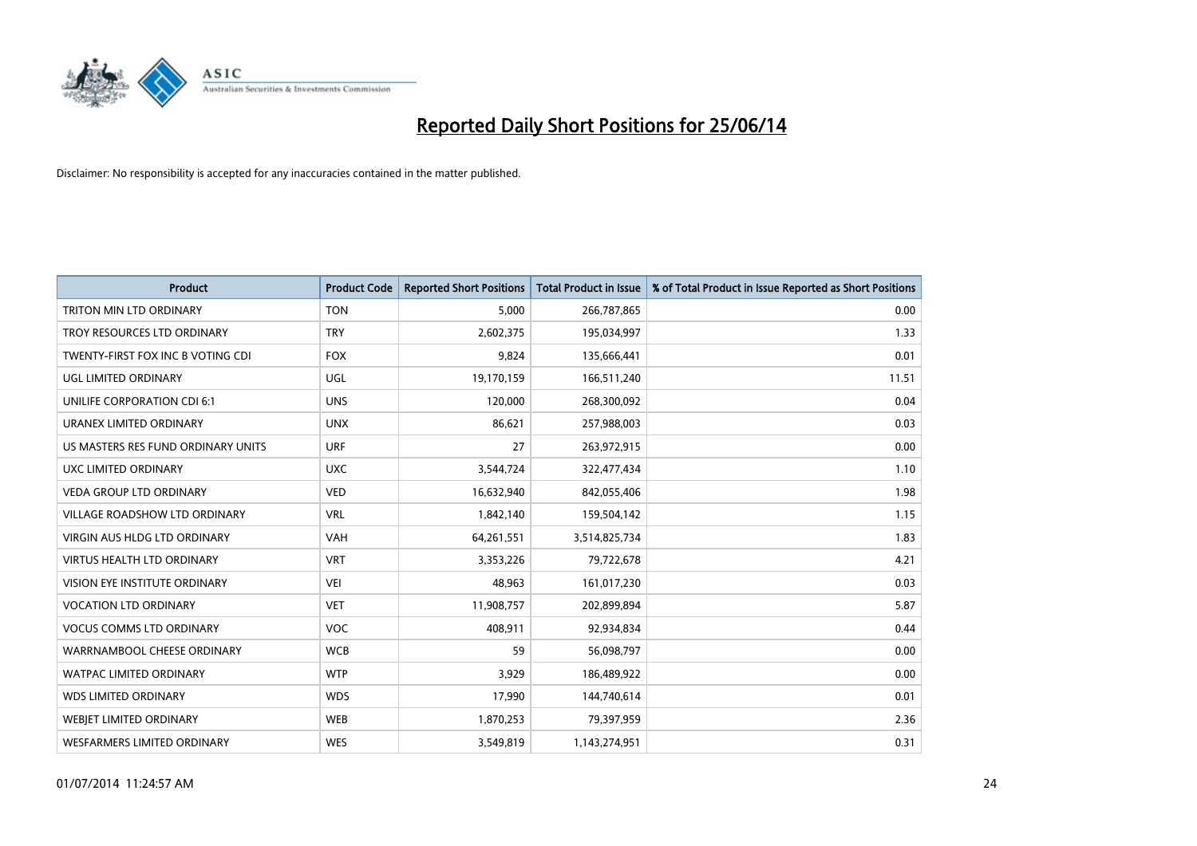# Reported Daily Short Positions for 25/06/14

Disclaimer: No responsibility is accepted for any inaccuracies contained in the matter published.

| Product | Product Code | Reported Short Positions | Total Product in Issue | % of Total Product in Issue Reported as Short Positions |
|---|---|---|---|---|
| TRITON MIN LTD ORDINARY | TON | 5,000 | 266,787,865 | 0.00 |
| TROY RESOURCES LTD ORDINARY | TRY | 2,602,375 | 195,034,997 | 1.33 |
| TWENTY-FIRST FOX INC B VOTING CDI | FOX | 9,824 | 135,666,441 | 0.01 |
| UGL LIMITED ORDINARY | UGL | 19,170,159 | 166,511,240 | 11.51 |
| UNILIFE CORPORATION CDI 6:1 | UNS | 120,000 | 268,300,092 | 0.04 |
| URANEX LIMITED ORDINARY | UNX | 86,621 | 257,988,003 | 0.03 |
| US MASTERS RES FUND ORDINARY UNITS | URF | 27 | 263,972,915 | 0.00 |
| UXC LIMITED ORDINARY | UXC | 3,544,724 | 322,477,434 | 1.10 |
| VEDA GROUP LTD ORDINARY | VED | 16,632,940 | 842,055,406 | 1.98 |
| VILLAGE ROADSHOW LTD ORDINARY | VRL | 1,842,140 | 159,504,142 | 1.15 |
| VIRGIN AUS HLDG LTD ORDINARY | VAH | 64,261,551 | 3,514,825,734 | 1.83 |
| VIRTUS HEALTH LTD ORDINARY | VRT | 3,353,226 | 79,722,678 | 4.21 |
| VISION EYE INSTITUTE ORDINARY | VEI | 48,963 | 161,017,230 | 0.03 |
| VOCATION LTD ORDINARY | VET | 11,908,757 | 202,899,894 | 5.87 |
| VOCUS COMMS LTD ORDINARY | VOC | 408,911 | 92,934,834 | 0.44 |
| WARRNAMBOOL CHEESE ORDINARY | WCB | 59 | 56,098,797 | 0.00 |
| WATPAC LIMITED ORDINARY | WTP | 3,929 | 186,489,922 | 0.00 |
| WDS LIMITED ORDINARY | WDS | 17,990 | 144,740,614 | 0.01 |
| WEBJET LIMITED ORDINARY | WEB | 1,870,253 | 79,397,959 | 2.36 |
| WESFARMERS LIMITED ORDINARY | WES | 3,549,819 | 1,143,274,951 | 0.31 |

01/07/2014 11:24:57 AM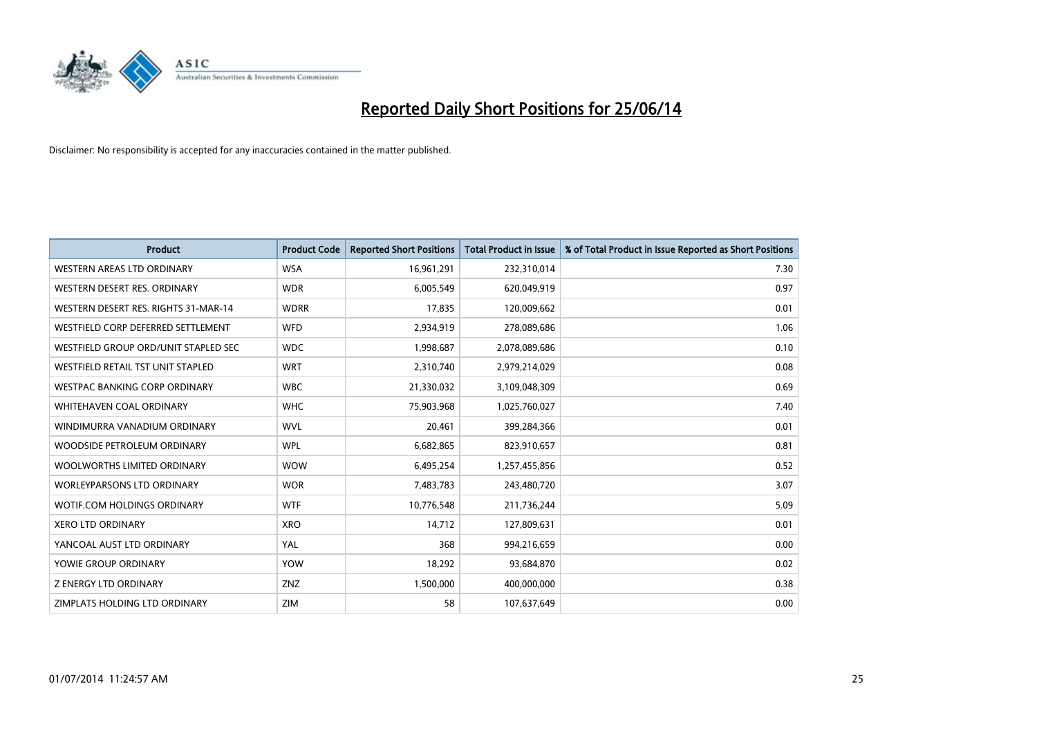# Reported Daily Short Positions for 25/06/14

Disclaimer: No responsibility is accepted for any inaccuracies contained in the matter published.

| Product | Product Code | Reported Short Positions | Total Product in Issue | % of Total Product in Issue Reported as Short Positions |
|---|---|---|---|---|
| WESTERN AREAS LTD ORDINARY | WSA | 16,961,291 | 232,310,014 | 7.30 |
| WESTERN DESERT RES. ORDINARY | WDR | 6,005,549 | 620,049,919 | 0.97 |
| WESTERN DESERT RES. RIGHTS 31-MAR-14 | WDRR | 17,835 | 120,009,662 | 0.01 |
| WESTFIELD CORP DEFERRED SETTLEMENT | WFD | 2,934,919 | 278,089,686 | 1.06 |
| WESTFIELD GROUP ORD/UNIT STAPLED SEC | WDC | 1,998,687 | 2,078,089,686 | 0.10 |
| WESTFIELD RETAIL TST UNIT STAPLED | WRT | 2,310,740 | 2,979,214,029 | 0.08 |
| WESTPAC BANKING CORP ORDINARY | WBC | 21,330,032 | 3,109,048,309 | 0.69 |
| WHITEHAVEN COAL ORDINARY | WHC | 75,903,968 | 1,025,760,027 | 7.40 |
| WINDIMURRA VANADIUM ORDINARY | WVL | 20,461 | 399,284,366 | 0.01 |
| WOODSIDE PETROLEUM ORDINARY | WPL | 6,682,865 | 823,910,657 | 0.81 |
| WOOLWORTHS LIMITED ORDINARY | WOW | 6,495,254 | 1,257,455,856 | 0.52 |
| WORLEYPARSONS LTD ORDINARY | WOR | 7,483,783 | 243,480,720 | 3.07 |
| WOTIF.COM HOLDINGS ORDINARY | WTF | 10,776,548 | 211,736,244 | 5.09 |
| XERO LTD ORDINARY | XRO | 14,712 | 127,809,631 | 0.01 |
| YANCOAL AUST LTD ORDINARY | YAL | 368 | 994,216,659 | 0.00 |
| YOWIE GROUP ORDINARY | YOW | 18,292 | 93,684,870 | 0.02 |
| Z ENERGY LTD ORDINARY | ZNZ | 1,500,000 | 400,000,000 | 0.38 |
| ZIMPLATS HOLDING LTD ORDINARY | ZIM | 58 | 107,637,649 | 0.00 |

01/07/2014 11:24:57 AM